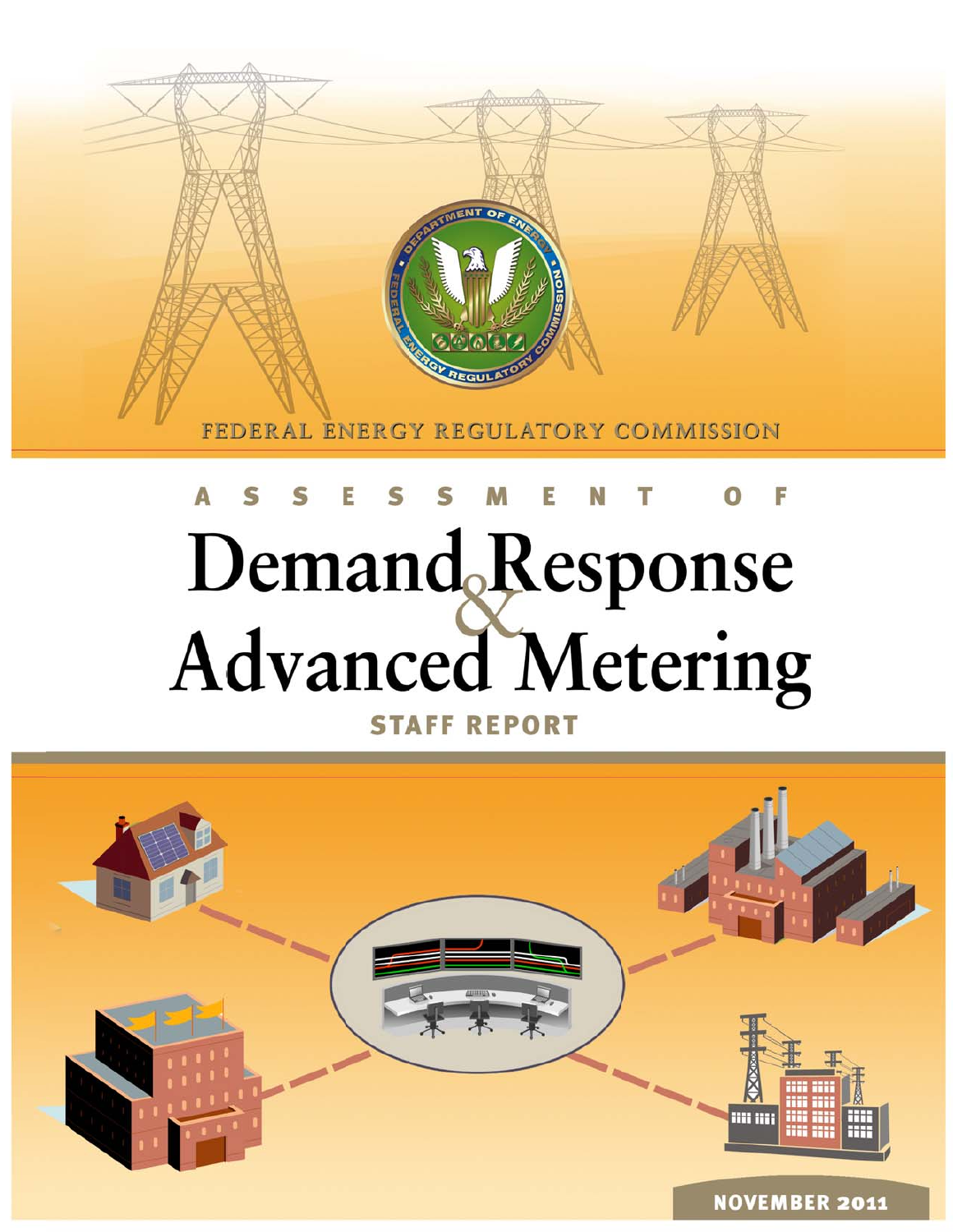FEDERAL ENERGY REGULATORY COMMISSION

# ASSESSMENT OF

# Demand Response & Advanced Metering

## STAFF REPORT

NOVEMBER 2011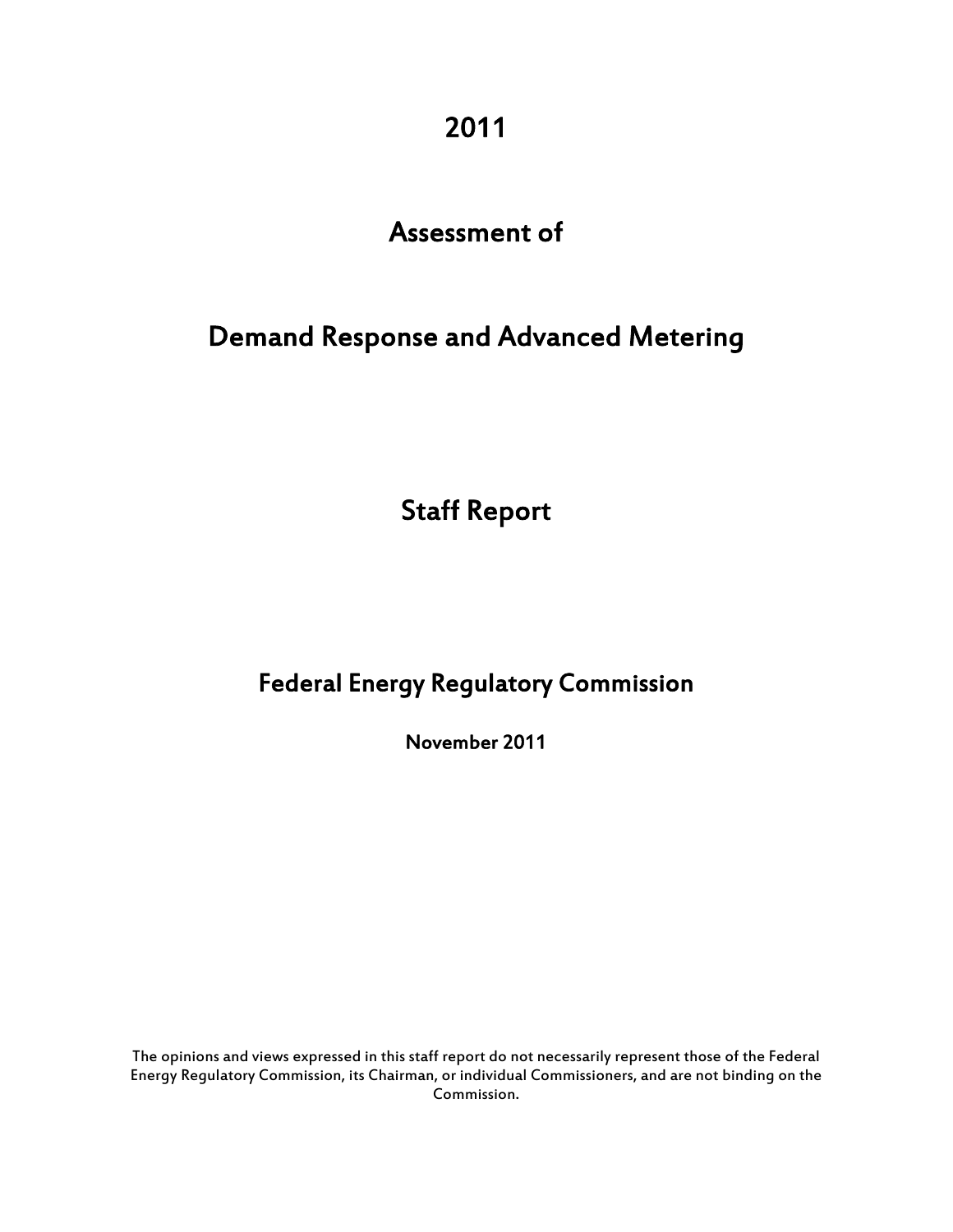# 2011

# Assessment of

# Demand Response and Advanced Metering

## Staff Report

## Federal Energy Regulatory Commission

**November 2011**

The opinions and views expressed in this staff report do not necessarily represent those of the Federal Energy Regulatory Commission, its Chairman, or individual Commissioners, and are not binding on the Commission.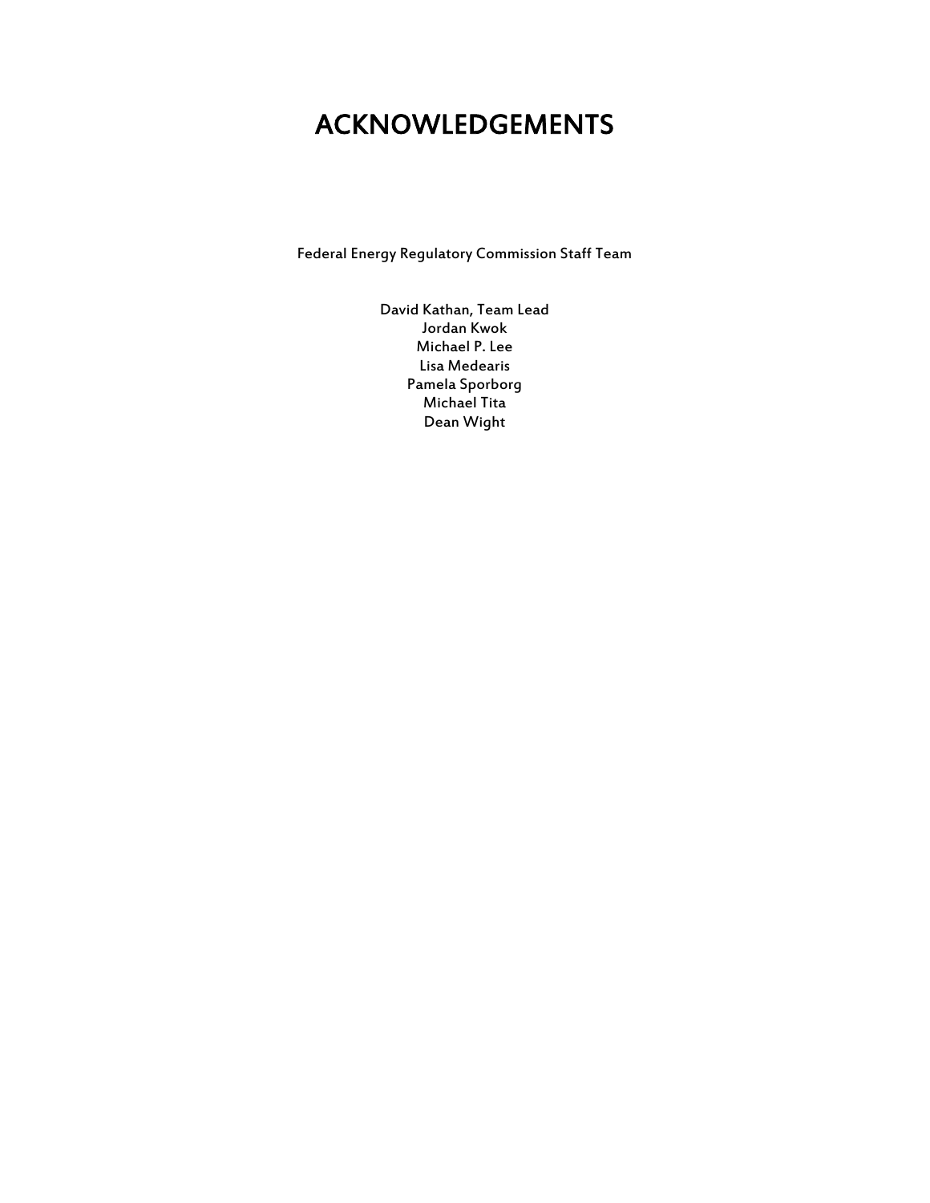# ACKNOWLEDGEMENTS

Federal Energy Regulatory Commission Staff Team

David Kathan, Team Lead
Jordan Kwok
Michael P. Lee
Lisa Medearis
Pamela Sporborg
Michael Tita
Dean Wight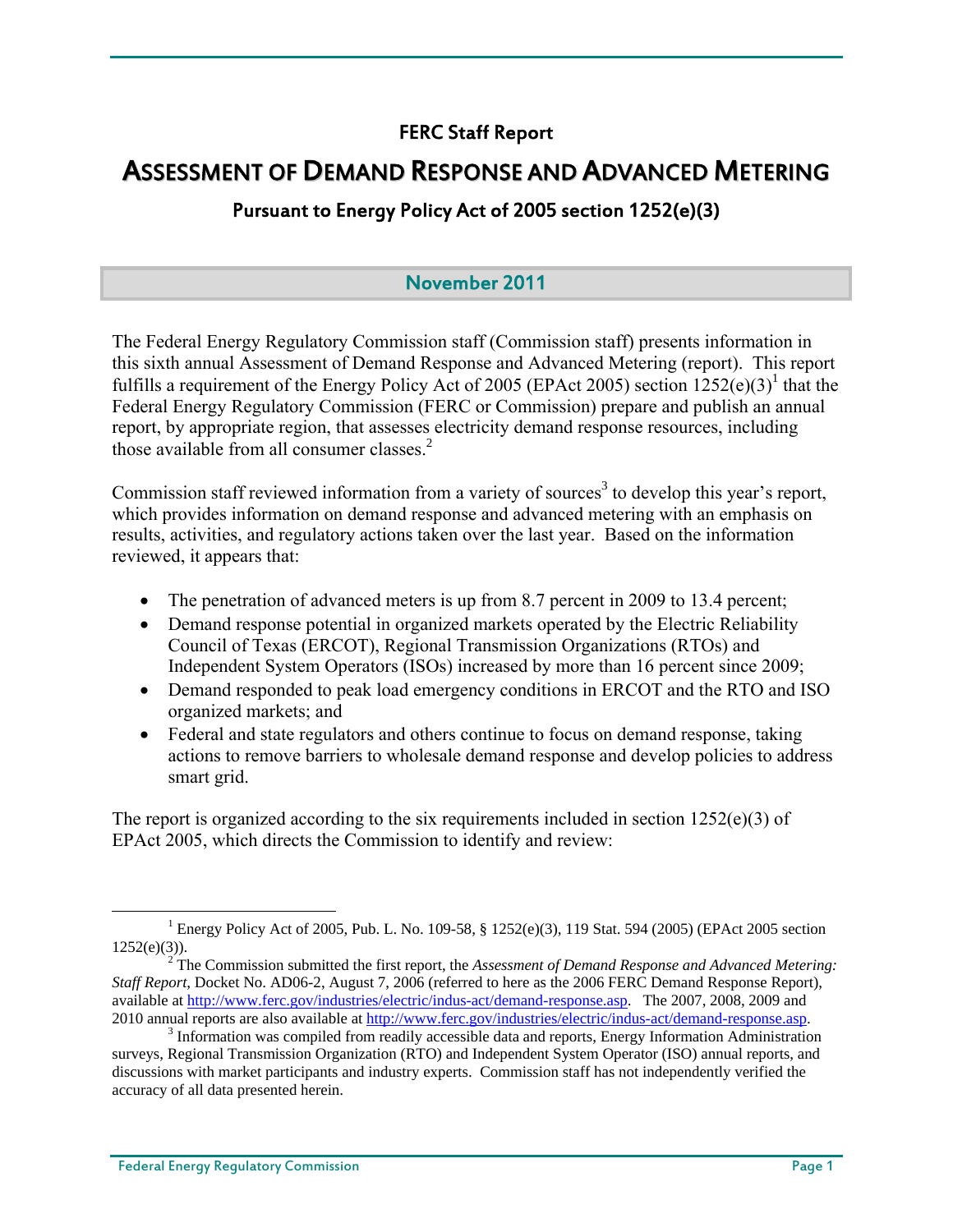FERC Staff Report

# ASSESSMENT OF DEMAND RESPONSE AND ADVANCED METERING

## Pursuant to Energy Policy Act of 2005 section 1252(e)(3)

### November 2011

The Federal Energy Regulatory Commission staff (Commission staff) presents information in this sixth annual Assessment of Demand Response and Advanced Metering (report). This report fulfills a requirement of the Energy Policy Act of 2005 (EPAct 2005) section 1252(e)(3)[1] that the Federal Energy Regulatory Commission (FERC or Commission) prepare and publish an annual report, by appropriate region, that assesses electricity demand response resources, including those available from all consumer classes.[2]

Commission staff reviewed information from a variety of sources[3] to develop this year's report, which provides information on demand response and advanced metering with an emphasis on results, activities, and regulatory actions taken over the last year. Based on the information reviewed, it appears that:

- The penetration of advanced meters is up from 8.7 percent in 2009 to 13.4 percent;
- Demand response potential in organized markets operated by the Electric Reliability Council of Texas (ERCOT), Regional Transmission Organizations (RTOs) and Independent System Operators (ISOs) increased by more than 16 percent since 2009;
- Demand responded to peak load emergency conditions in ERCOT and the RTO and ISO organized markets; and
- Federal and state regulators and others continue to focus on demand response, taking actions to remove barriers to wholesale demand response and develop policies to address smart grid.

The report is organized according to the six requirements included in section 1252(e)(3) of EPAct 2005, which directs the Commission to identify and review:

---

[1] Energy Policy Act of 2005, Pub. L. No. 109-58, § 1252(e)(3), 119 Stat. 594 (2005) (EPAct 2005 section 1252(e)(3)).

[2] The Commission submitted the first report, the *Assessment of Demand Response and Advanced Metering: Staff Report*, Docket No. AD06-2, August 7, 2006 (referred to here as the 2006 FERC Demand Response Report), available at http://www.ferc.gov/industries/electric/indus-act/demand-response.asp. The 2007, 2008, 2009 and 2010 annual reports are also available at http://www.ferc.gov/industries/electric/indus-act/demand-response.asp.

[3] Information was compiled from readily accessible data and reports, Energy Information Administration surveys, Regional Transmission Organization (RTO) and Independent System Operator (ISO) annual reports, and discussions with market participants and industry experts. Commission staff has not independently verified the accuracy of all data presented herein.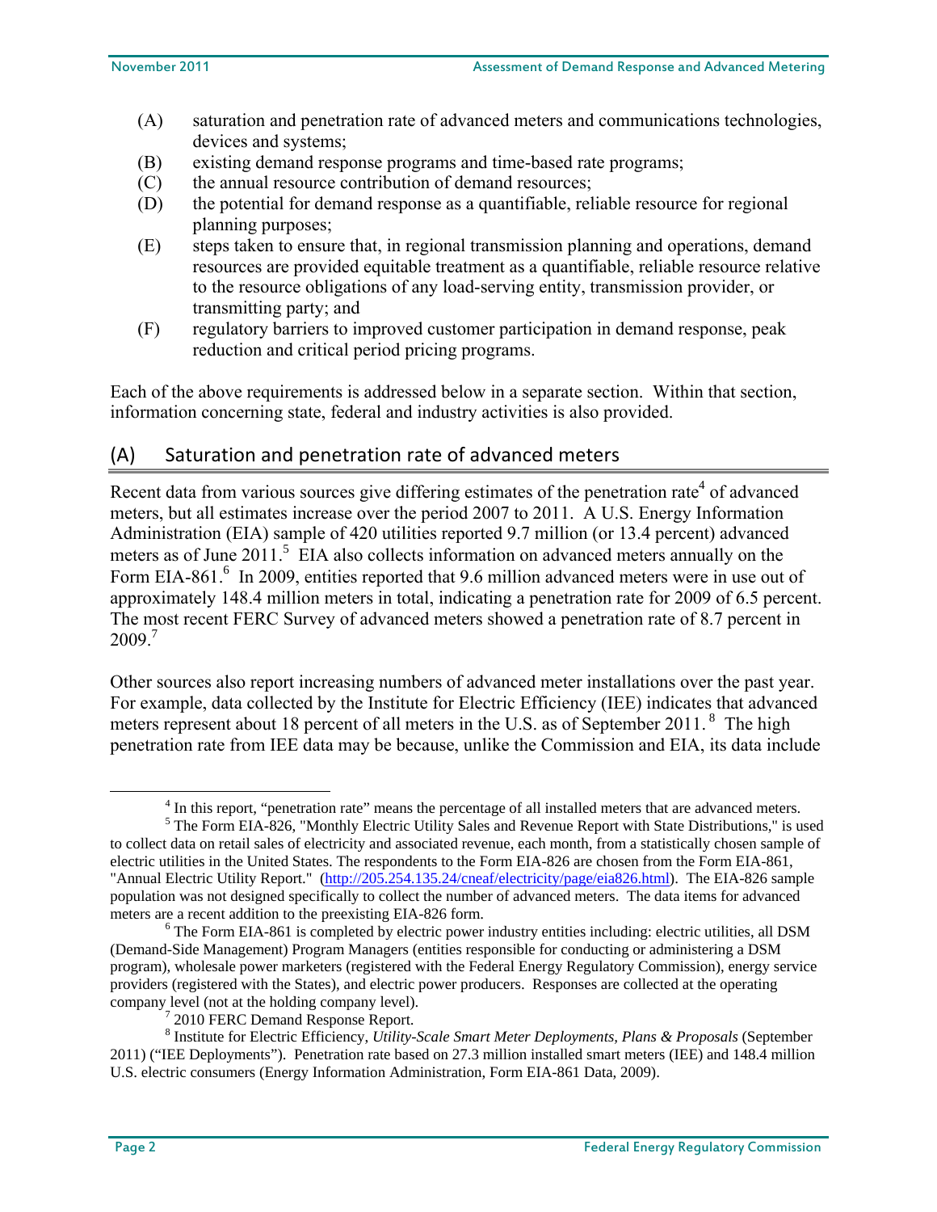(A) saturation and penetration rate of advanced meters and communications technologies, devices and systems;

(B) existing demand response programs and time-based rate programs;

(C) the annual resource contribution of demand resources;

(D) the potential for demand response as a quantifiable, reliable resource for regional planning purposes;

(E) steps taken to ensure that, in regional transmission planning and operations, demand resources are provided equitable treatment as a quantifiable, reliable resource relative to the resource obligations of any load-serving entity, transmission provider, or transmitting party; and

(F) regulatory barriers to improved customer participation in demand response, peak reduction and critical period pricing programs.

Each of the above requirements is addressed below in a separate section. Within that section, information concerning state, federal and industry activities is also provided.

## (A) Saturation and penetration rate of advanced meters

Recent data from various sources give differing estimates of the penetration rate[4] of advanced meters, but all estimates increase over the period 2007 to 2011. A U.S. Energy Information Administration (EIA) sample of 420 utilities reported 9.7 million (or 13.4 percent) advanced meters as of June 2011.[5] EIA also collects information on advanced meters annually on the Form EIA-861.[6] In 2009, entities reported that 9.6 million advanced meters were in use out of approximately 148.4 million meters in total, indicating a penetration rate for 2009 of 6.5 percent. The most recent FERC Survey of advanced meters showed a penetration rate of 8.7 percent in 2009.[7]

Other sources also report increasing numbers of advanced meter installations over the past year. For example, data collected by the Institute for Electric Efficiency (IEE) indicates that advanced meters represent about 18 percent of all meters in the U.S. as of September 2011.[8] The high penetration rate from IEE data may be because, unlike the Commission and EIA, its data include

---

[4] In this report, "penetration rate" means the percentage of all installed meters that are advanced meters.

[5] The Form EIA-826, "Monthly Electric Utility Sales and Revenue Report with State Distributions," is used to collect data on retail sales of electricity and associated revenue, each month, from a statistically chosen sample of electric utilities in the United States. The respondents to the Form EIA-826 are chosen from the Form EIA-861, "Annual Electric Utility Report." (http://205.254.135.24/cneaf/electricity/page/eia826.html). The EIA-826 sample population was not designed specifically to collect the number of advanced meters. The data items for advanced meters are a recent addition to the preexisting EIA-826 form.

[6] The Form EIA-861 is completed by electric power industry entities including: electric utilities, all DSM (Demand-Side Management) Program Managers (entities responsible for conducting or administering a DSM program), wholesale power marketers (registered with the Federal Energy Regulatory Commission), energy service providers (registered with the States), and electric power producers. Responses are collected at the operating company level (not at the holding company level).

[7] 2010 FERC Demand Response Report.

[8] Institute for Electric Efficiency, *Utility-Scale Smart Meter Deployments, Plans & Proposals* (September 2011) ("IEE Deployments"). Penetration rate based on 27.3 million installed smart meters (IEE) and 148.4 million U.S. electric consumers (Energy Information Administration, Form EIA-861 Data, 2009).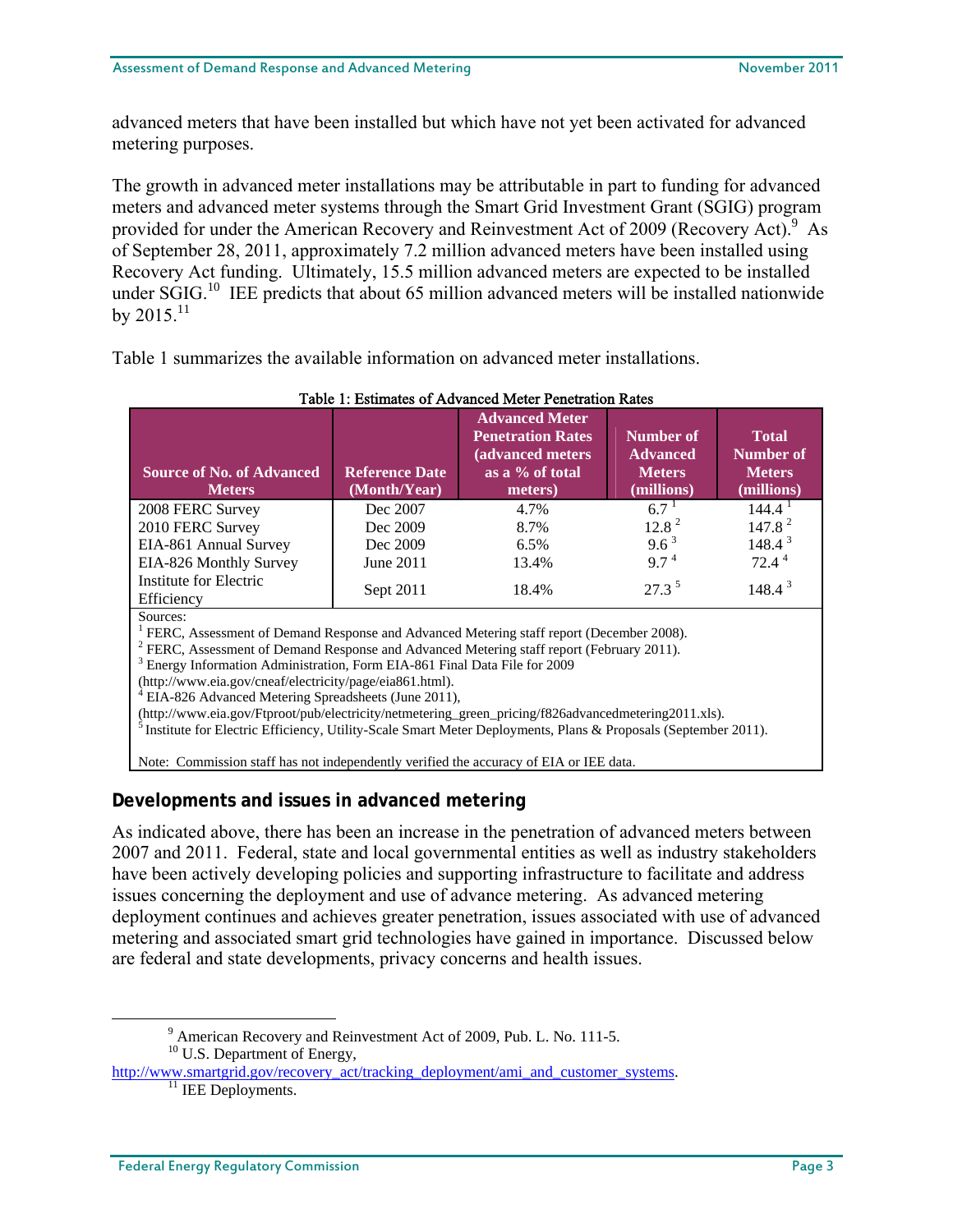advanced meters that have been installed but which have not yet been activated for advanced metering purposes.

The growth in advanced meter installations may be attributable in part to funding for advanced meters and advanced meter systems through the Smart Grid Investment Grant (SGIG) program provided for under the American Recovery and Reinvestment Act of 2009 (Recovery Act).[9] As of September 28, 2011, approximately 7.2 million advanced meters have been installed using Recovery Act funding. Ultimately, 15.5 million advanced meters are expected to be installed under SGIG.[10] IEE predicts that about 65 million advanced meters will be installed nationwide by 2015.[11]

Table 1 summarizes the available information on advanced meter installations.

**Table 1: Estimates of Advanced Meter Penetration Rates**

| Source of No. of Advanced Meters | Reference Date (Month/Year) | Advanced Meter Penetration Rates (advanced meters as a % of total meters) | Number of Advanced Meters (millions) | Total Number of Meters (millions) |
|---|---|---|---|---|
| 2008 FERC Survey | Dec 2007 | 4.7% | 6.7 [1] | 144.4 [1] |
| 2010 FERC Survey | Dec 2009 | 8.7% | 12.8 [2] | 147.8 [2] |
| EIA-861 Annual Survey | Dec 2009 | 6.5% | 9.6 [3] | 148.4 [3] |
| EIA-826 Monthly Survey | June 2011 | 13.4% | 9.7 [4] | 72.4 [4] |
| Institute for Electric Efficiency | Sept 2011 | 18.4% | 27.3 [5] | 148.4 [3] |

Sources:
[1] FERC, Assessment of Demand Response and Advanced Metering staff report (December 2008).
[2] FERC, Assessment of Demand Response and Advanced Metering staff report (February 2011).
[3] Energy Information Administration, Form EIA-861 Final Data File for 2009 (http://www.eia.gov/cneaf/electricity/page/eia861.html).
[4] EIA-826 Advanced Metering Spreadsheets (June 2011), (http://www.eia.gov/Ftproot/pub/electricity/netmetering_green_pricing/f826advancedmetering2011.xls).
[5] Institute for Electric Efficiency, Utility-Scale Smart Meter Deployments, Plans & Proposals (September 2011).

Note: Commission staff has not independently verified the accuracy of EIA or IEE data.

## Developments and issues in advanced metering

As indicated above, there has been an increase in the penetration of advanced meters between 2007 and 2011. Federal, state and local governmental entities as well as industry stakeholders have been actively developing policies and supporting infrastructure to facilitate and address issues concerning the deployment and use of advance metering. As advanced metering deployment continues and achieves greater penetration, issues associated with use of advanced metering and associated smart grid technologies have gained in importance. Discussed below are federal and state developments, privacy concerns and health issues.

---

[9] American Recovery and Reinvestment Act of 2009, Pub. L. No. 111-5.

[10] U.S. Department of Energy, http://www.smartgrid.gov/recovery_act/tracking_deployment/ami_and_customer_systems.

[11] IEE Deployments.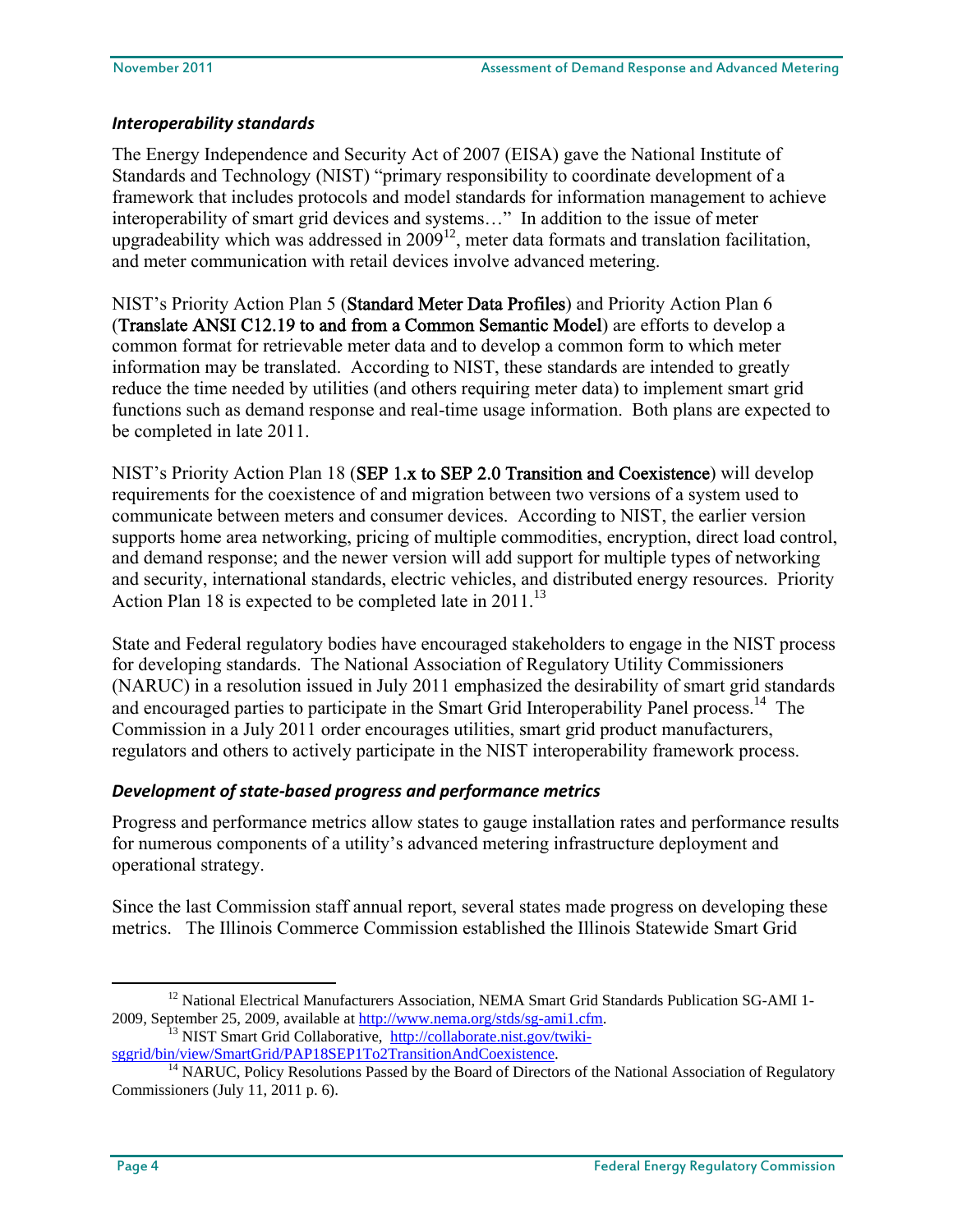### *Interoperability standards*

The Energy Independence and Security Act of 2007 (EISA) gave the National Institute of Standards and Technology (NIST) "primary responsibility to coordinate development of a framework that includes protocols and model standards for information management to achieve interoperability of smart grid devices and systems…" In addition to the issue of meter upgradeability which was addressed in 2009[12], meter data formats and translation facilitation, and meter communication with retail devices involve advanced metering.

NIST's Priority Action Plan 5 (Standard Meter Data Profiles) and Priority Action Plan 6 (Translate ANSI C12.19 to and from a Common Semantic Model) are efforts to develop a common format for retrievable meter data and to develop a common form to which meter information may be translated. According to NIST, these standards are intended to greatly reduce the time needed by utilities (and others requiring meter data) to implement smart grid functions such as demand response and real-time usage information. Both plans are expected to be completed in late 2011.

NIST's Priority Action Plan 18 (SEP 1.x to SEP 2.0 Transition and Coexistence) will develop requirements for the coexistence of and migration between two versions of a system used to communicate between meters and consumer devices. According to NIST, the earlier version supports home area networking, pricing of multiple commodities, encryption, direct load control, and demand response; and the newer version will add support for multiple types of networking and security, international standards, electric vehicles, and distributed energy resources. Priority Action Plan 18 is expected to be completed late in 2011.[13]

State and Federal regulatory bodies have encouraged stakeholders to engage in the NIST process for developing standards. The National Association of Regulatory Utility Commissioners (NARUC) in a resolution issued in July 2011 emphasized the desirability of smart grid standards and encouraged parties to participate in the Smart Grid Interoperability Panel process.[14] The Commission in a July 2011 order encourages utilities, smart grid product manufacturers, regulators and others to actively participate in the NIST interoperability framework process.

### *Development of state-based progress and performance metrics*

Progress and performance metrics allow states to gauge installation rates and performance results for numerous components of a utility's advanced metering infrastructure deployment and operational strategy.

Since the last Commission staff annual report, several states made progress on developing these metrics. The Illinois Commerce Commission established the Illinois Statewide Smart Grid

---

[12] National Electrical Manufacturers Association, NEMA Smart Grid Standards Publication SG-AMI 1-2009, September 25, 2009, available at http://www.nema.org/stds/sg-ami1.cfm.

[13] NIST Smart Grid Collaborative, http://collaborate.nist.gov/twiki-sggrid/bin/view/SmartGrid/PAP18SEP1To2TransitionAndCoexistence.

[14] NARUC, Policy Resolutions Passed by the Board of Directors of the National Association of Regulatory Commissioners (July 11, 2011 p. 6).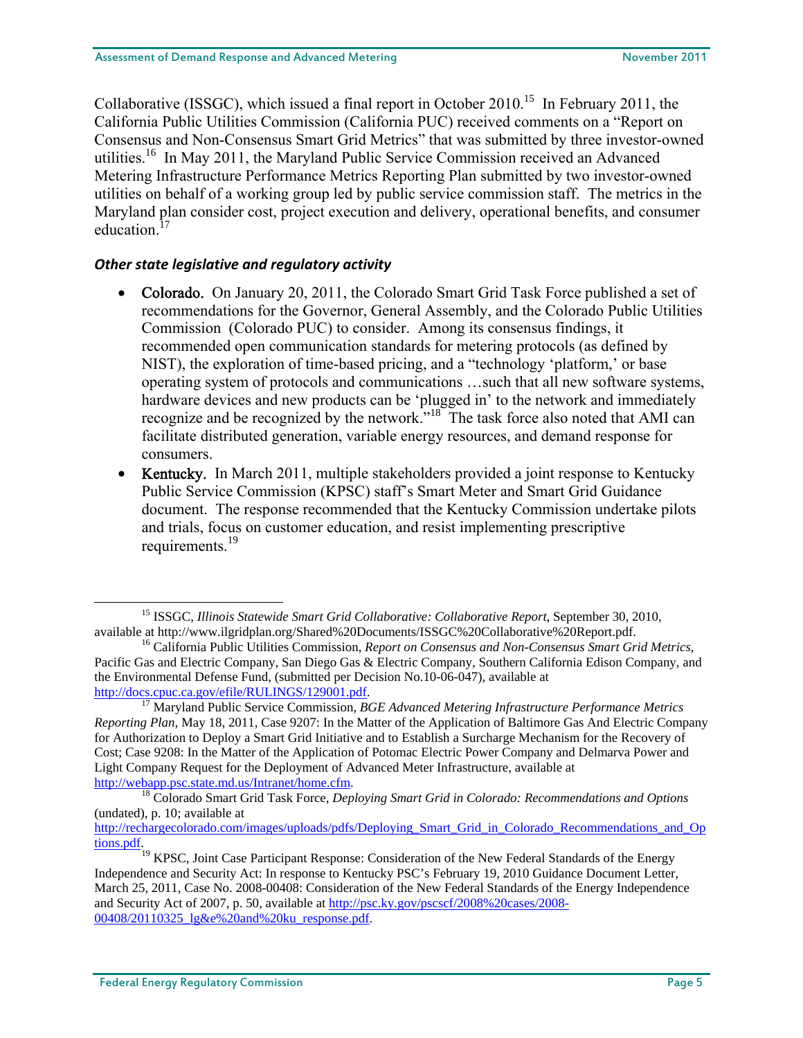Collaborative (ISSGC), which issued a final report in October 2010.[15] In February 2011, the California Public Utilities Commission (California PUC) received comments on a "Report on Consensus and Non-Consensus Smart Grid Metrics" that was submitted by three investor-owned utilities.[16] In May 2011, the Maryland Public Service Commission received an Advanced Metering Infrastructure Performance Metrics Reporting Plan submitted by two investor-owned utilities on behalf of a working group led by public service commission staff. The metrics in the Maryland plan consider cost, project execution and delivery, operational benefits, and consumer education.[17]

### *Other state legislative and regulatory activity*

- **Colorado.** On January 20, 2011, the Colorado Smart Grid Task Force published a set of recommendations for the Governor, General Assembly, and the Colorado Public Utilities Commission (Colorado PUC) to consider. Among its consensus findings, it recommended open communication standards for metering protocols (as defined by NIST), the exploration of time-based pricing, and a "technology 'platform,' or base operating system of protocols and communications …such that all new software systems, hardware devices and new products can be 'plugged in' to the network and immediately recognize and be recognized by the network."[18] The task force also noted that AMI can facilitate distributed generation, variable energy resources, and demand response for consumers.
- **Kentucky.** In March 2011, multiple stakeholders provided a joint response to Kentucky Public Service Commission (KPSC) staff's Smart Meter and Smart Grid Guidance document. The response recommended that the Kentucky Commission undertake pilots and trials, focus on customer education, and resist implementing prescriptive requirements.[19]

---

[15] ISSGC, *Illinois Statewide Smart Grid Collaborative: Collaborative Report*, September 30, 2010, available at http://www.ilgridplan.org/Shared%20Documents/ISSGC%20Collaborative%20Report.pdf.

[16] California Public Utilities Commission, *Report on Consensus and Non-Consensus Smart Grid Metrics*, Pacific Gas and Electric Company, San Diego Gas & Electric Company, Southern California Edison Company, and the Environmental Defense Fund, (submitted per Decision No.10-06-047), available at http://docs.cpuc.ca.gov/efile/RULINGS/129001.pdf.

[17] Maryland Public Service Commission, *BGE Advanced Metering Infrastructure Performance Metrics Reporting Plan*, May 18, 2011, Case 9207: In the Matter of the Application of Baltimore Gas And Electric Company for Authorization to Deploy a Smart Grid Initiative and to Establish a Surcharge Mechanism for the Recovery of Cost; Case 9208: In the Matter of the Application of Potomac Electric Power Company and Delmarva Power and Light Company Request for the Deployment of Advanced Meter Infrastructure, available at http://webapp.psc.state.md.us/Intranet/home.cfm.

[18] Colorado Smart Grid Task Force, *Deploying Smart Grid in Colorado: Recommendations and Options* (undated), p. 10; available at http://rechargecolorado.com/images/uploads/pdfs/Deploying_Smart_Grid_in_Colorado_Recommendations_and_Options.pdf.

[19] KPSC, Joint Case Participant Response: Consideration of the New Federal Standards of the Energy Independence and Security Act: In response to Kentucky PSC's February 19, 2010 Guidance Document Letter, March 25, 2011, Case No. 2008-00408: Consideration of the New Federal Standards of the Energy Independence and Security Act of 2007, p. 50, available at http://psc.ky.gov/pscscf/2008%20cases/2008-00408/20110325_lg&e%20and%20ku_response.pdf.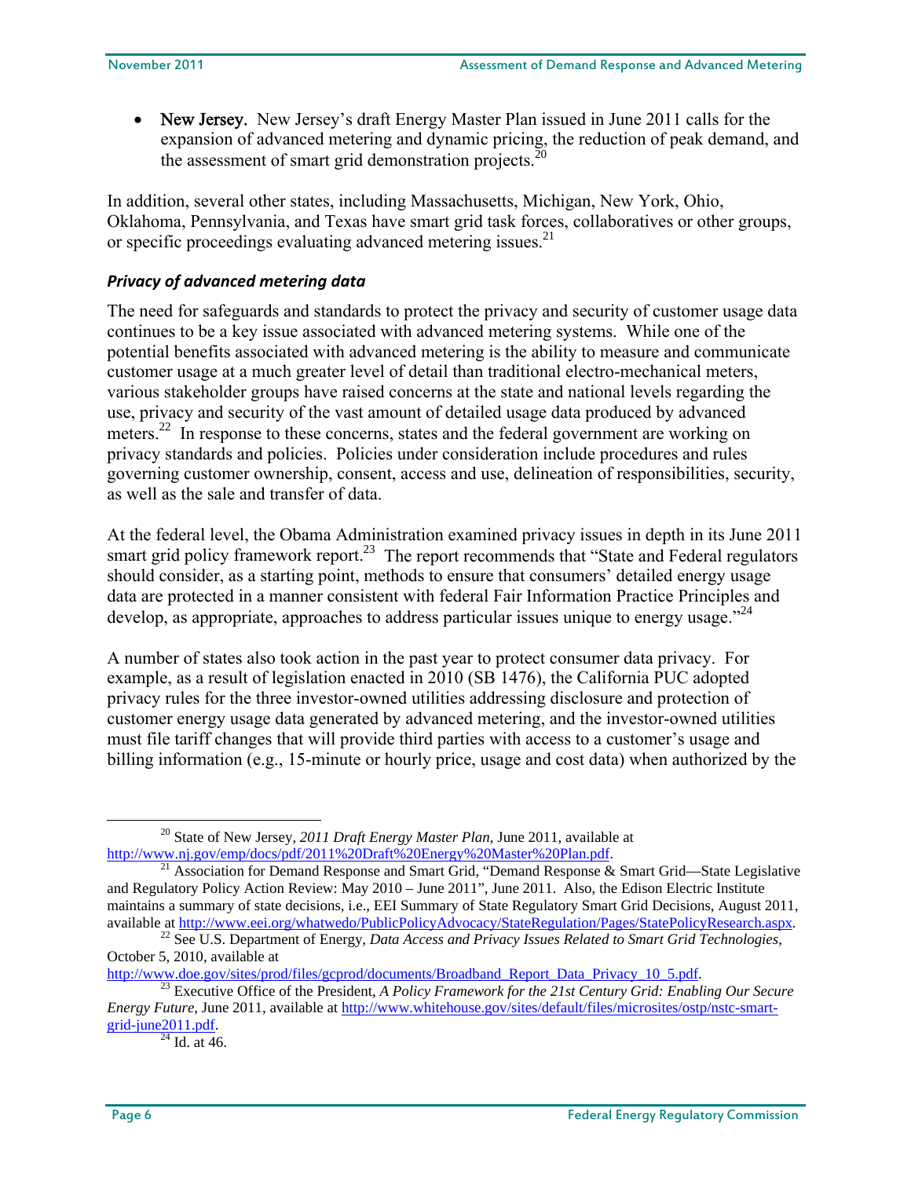- **New Jersey.** New Jersey's draft Energy Master Plan issued in June 2011 calls for the expansion of advanced metering and dynamic pricing, the reduction of peak demand, and the assessment of smart grid demonstration projects.[20]

In addition, several other states, including Massachusetts, Michigan, New York, Ohio, Oklahoma, Pennsylvania, and Texas have smart grid task forces, collaboratives or other groups, or specific proceedings evaluating advanced metering issues.[21]

### *Privacy of advanced metering data*

The need for safeguards and standards to protect the privacy and security of customer usage data continues to be a key issue associated with advanced metering systems. While one of the potential benefits associated with advanced metering is the ability to measure and communicate customer usage at a much greater level of detail than traditional electro-mechanical meters, various stakeholder groups have raised concerns at the state and national levels regarding the use, privacy and security of the vast amount of detailed usage data produced by advanced meters.[22] In response to these concerns, states and the federal government are working on privacy standards and policies. Policies under consideration include procedures and rules governing customer ownership, consent, access and use, delineation of responsibilities, security, as well as the sale and transfer of data.

At the federal level, the Obama Administration examined privacy issues in depth in its June 2011 smart grid policy framework report.[23] The report recommends that "State and Federal regulators should consider, as a starting point, methods to ensure that consumers' detailed energy usage data are protected in a manner consistent with federal Fair Information Practice Principles and develop, as appropriate, approaches to address particular issues unique to energy usage."[24]

A number of states also took action in the past year to protect consumer data privacy. For example, as a result of legislation enacted in 2010 (SB 1476), the California PUC adopted privacy rules for the three investor-owned utilities addressing disclosure and protection of customer energy usage data generated by advanced metering, and the investor-owned utilities must file tariff changes that will provide third parties with access to a customer's usage and billing information (e.g., 15-minute or hourly price, usage and cost data) when authorized by the

---

[20] State of New Jersey, *2011 Draft Energy Master Plan*, June 2011, available at http://www.nj.gov/emp/docs/pdf/2011%20Draft%20Energy%20Master%20Plan.pdf.

[21] Association for Demand Response and Smart Grid, "Demand Response & Smart Grid—State Legislative and Regulatory Policy Action Review: May 2010 – June 2011", June 2011. Also, the Edison Electric Institute maintains a summary of state decisions, i.e., EEI Summary of State Regulatory Smart Grid Decisions, August 2011, available at http://www.eei.org/whatwedo/PublicPolicyAdvocacy/StateRegulation/Pages/StatePolicyResearch.aspx.

[22] See U.S. Department of Energy, *Data Access and Privacy Issues Related to Smart Grid Technologies*, October 5, 2010, available at http://www.doe.gov/sites/prod/files/gcprod/documents/Broadband_Report_Data_Privacy_10_5.pdf.

[23] Executive Office of the President, *A Policy Framework for the 21st Century Grid: Enabling Our Secure Energy Future*, June 2011, available at http://www.whitehouse.gov/sites/default/files/microsites/ostp/nstc-smart-grid-june2011.pdf.

[24] Id. at 46.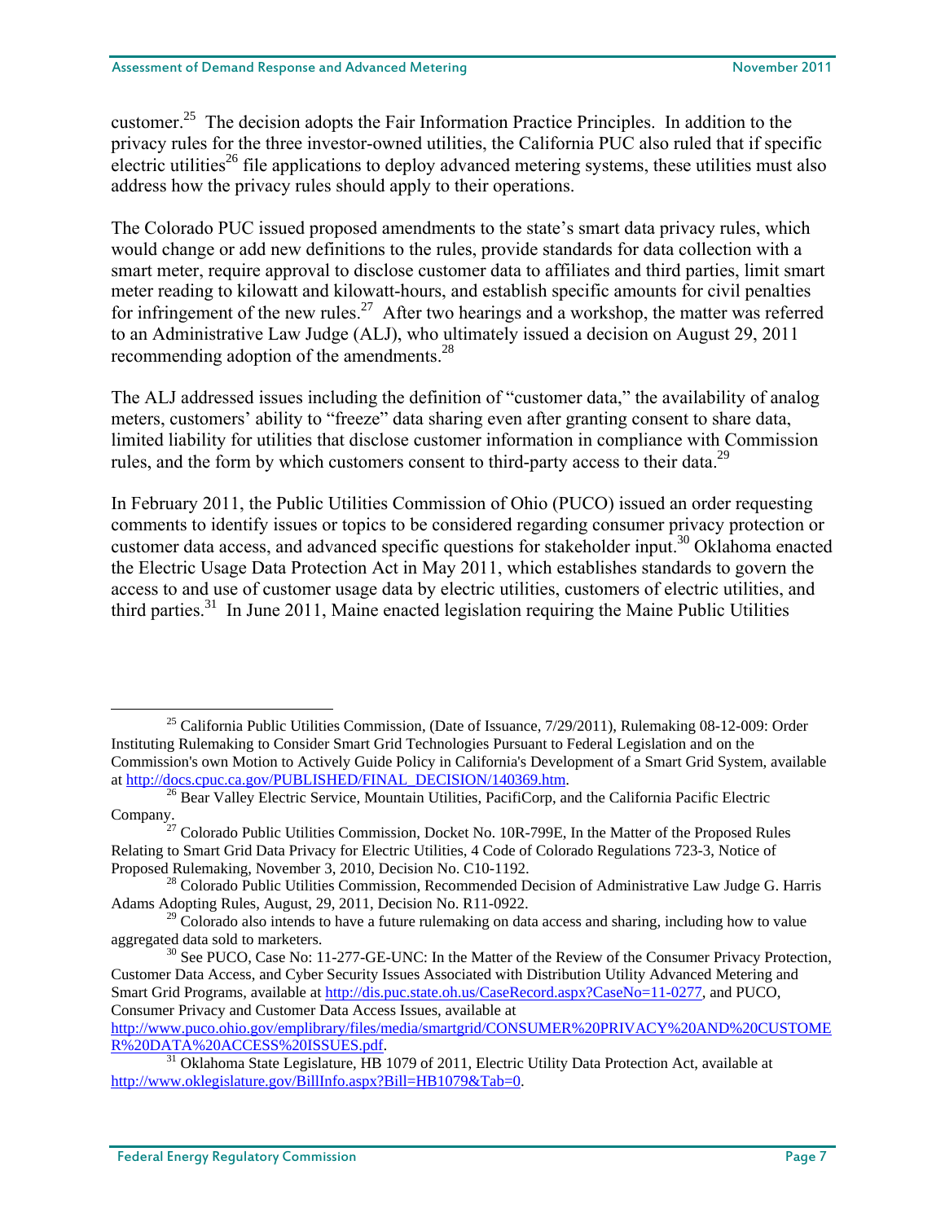customer.[25] The decision adopts the Fair Information Practice Principles. In addition to the privacy rules for the three investor-owned utilities, the California PUC also ruled that if specific electric utilities[26] file applications to deploy advanced metering systems, these utilities must also address how the privacy rules should apply to their operations.

The Colorado PUC issued proposed amendments to the state's smart data privacy rules, which would change or add new definitions to the rules, provide standards for data collection with a smart meter, require approval to disclose customer data to affiliates and third parties, limit smart meter reading to kilowatt and kilowatt-hours, and establish specific amounts for civil penalties for infringement of the new rules.[27] After two hearings and a workshop, the matter was referred to an Administrative Law Judge (ALJ), who ultimately issued a decision on August 29, 2011 recommending adoption of the amendments.[28]

The ALJ addressed issues including the definition of "customer data," the availability of analog meters, customers' ability to "freeze" data sharing even after granting consent to share data, limited liability for utilities that disclose customer information in compliance with Commission rules, and the form by which customers consent to third-party access to their data.[29]

In February 2011, the Public Utilities Commission of Ohio (PUCO) issued an order requesting comments to identify issues or topics to be considered regarding consumer privacy protection or customer data access, and advanced specific questions for stakeholder input.[30] Oklahoma enacted the Electric Usage Data Protection Act in May 2011, which establishes standards to govern the access to and use of customer usage data by electric utilities, customers of electric utilities, and third parties.[31] In June 2011, Maine enacted legislation requiring the Maine Public Utilities

---

[25] California Public Utilities Commission, (Date of Issuance, 7/29/2011), Rulemaking 08-12-009: Order Instituting Rulemaking to Consider Smart Grid Technologies Pursuant to Federal Legislation and on the Commission's own Motion to Actively Guide Policy in California's Development of a Smart Grid System, available at http://docs.cpuc.ca.gov/PUBLISHED/FINAL_DECISION/140369.htm.

[26] Bear Valley Electric Service, Mountain Utilities, PacifiCorp, and the California Pacific Electric Company.

[27] Colorado Public Utilities Commission, Docket No. 10R-799E, In the Matter of the Proposed Rules Relating to Smart Grid Data Privacy for Electric Utilities, 4 Code of Colorado Regulations 723-3, Notice of Proposed Rulemaking, November 3, 2010, Decision No. C10-1192.

[28] Colorado Public Utilities Commission, Recommended Decision of Administrative Law Judge G. Harris Adams Adopting Rules, August, 29, 2011, Decision No. R11-0922.

[29] Colorado also intends to have a future rulemaking on data access and sharing, including how to value aggregated data sold to marketers.

[30] See PUCO, Case No: 11-277-GE-UNC: In the Matter of the Review of the Consumer Privacy Protection, Customer Data Access, and Cyber Security Issues Associated with Distribution Utility Advanced Metering and Smart Grid Programs, available at http://dis.puc.state.oh.us/CaseRecord.aspx?CaseNo=11-0277, and PUCO, Consumer Privacy and Customer Data Access Issues, available at http://www.puco.ohio.gov/emplibrary/files/media/smartgrid/CONSUMER%20PRIVACY%20AND%20CUSTOMER%20DATA%20ACCESS%20ISSUES.pdf.

[31] Oklahoma State Legislature, HB 1079 of 2011, Electric Utility Data Protection Act, available at http://www.oklegislature.gov/BillInfo.aspx?Bill=HB1079&Tab=0.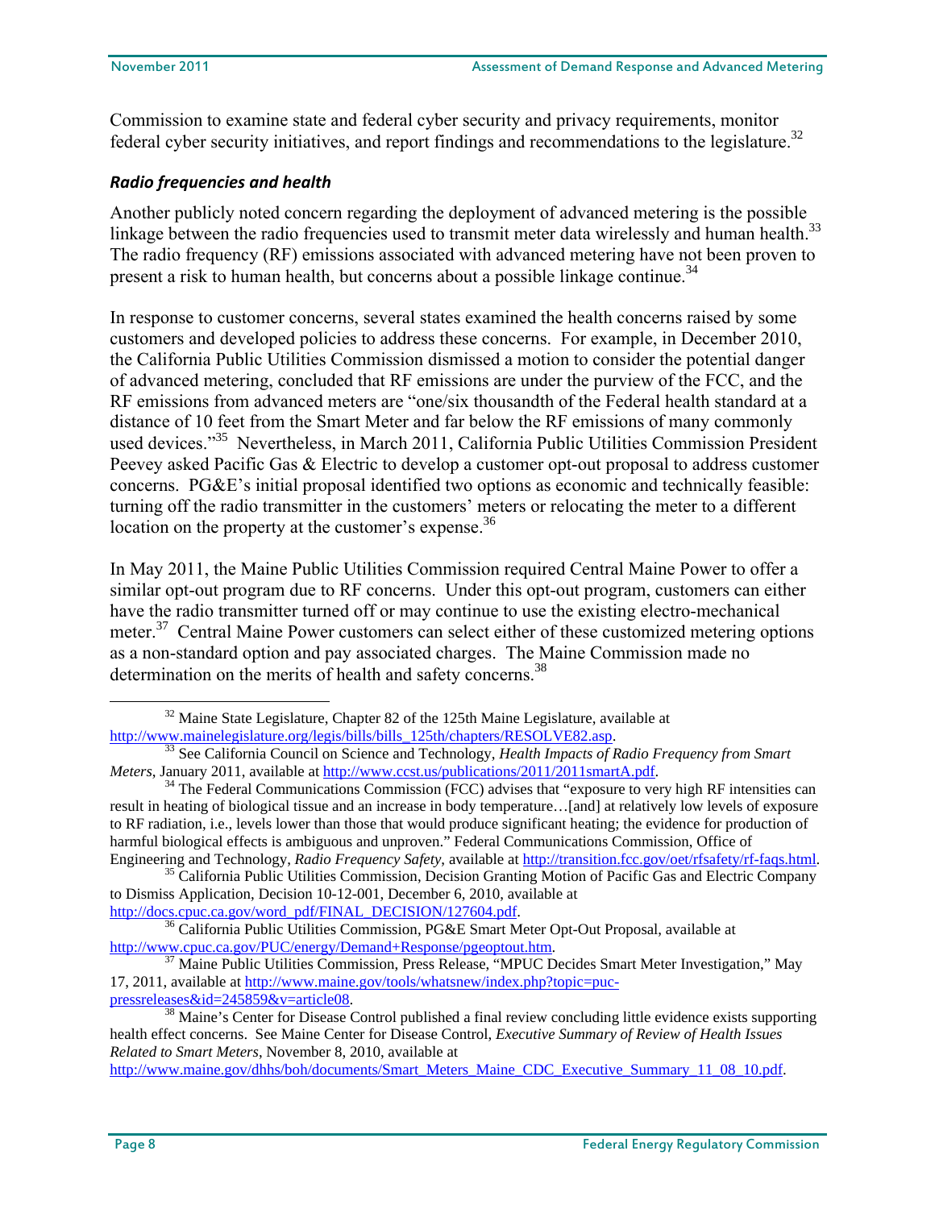Commission to examine state and federal cyber security and privacy requirements, monitor federal cyber security initiatives, and report findings and recommendations to the legislature.[32]

### *Radio frequencies and health*

Another publicly noted concern regarding the deployment of advanced metering is the possible linkage between the radio frequencies used to transmit meter data wirelessly and human health.[33] The radio frequency (RF) emissions associated with advanced metering have not been proven to present a risk to human health, but concerns about a possible linkage continue.[34]

In response to customer concerns, several states examined the health concerns raised by some customers and developed policies to address these concerns. For example, in December 2010, the California Public Utilities Commission dismissed a motion to consider the potential danger of advanced metering, concluded that RF emissions are under the purview of the FCC, and the RF emissions from advanced meters are "one/six thousandth of the Federal health standard at a distance of 10 feet from the Smart Meter and far below the RF emissions of many commonly used devices."[35] Nevertheless, in March 2011, California Public Utilities Commission President Peevey asked Pacific Gas & Electric to develop a customer opt-out proposal to address customer concerns. PG&E's initial proposal identified two options as economic and technically feasible: turning off the radio transmitter in the customers' meters or relocating the meter to a different location on the property at the customer's expense.[36]

In May 2011, the Maine Public Utilities Commission required Central Maine Power to offer a similar opt-out program due to RF concerns. Under this opt-out program, customers can either have the radio transmitter turned off or may continue to use the existing electro-mechanical meter.[37] Central Maine Power customers can select either of these customized metering options as a non-standard option and pay associated charges. The Maine Commission made no determination on the merits of health and safety concerns.[38]

---

[32] Maine State Legislature, Chapter 82 of the 125th Maine Legislature, available at http://www.mainelegislature.org/legis/bills/bills_125th/chapters/RESOLVE82.asp.

[33] See California Council on Science and Technology, *Health Impacts of Radio Frequency from Smart Meters*, January 2011, available at http://www.ccst.us/publications/2011/2011smartA.pdf.

[34] The Federal Communications Commission (FCC) advises that "exposure to very high RF intensities can result in heating of biological tissue and an increase in body temperature…[and] at relatively low levels of exposure to RF radiation, i.e., levels lower than those that would produce significant heating; the evidence for production of harmful biological effects is ambiguous and unproven." Federal Communications Commission, Office of Engineering and Technology, *Radio Frequency Safety*, available at http://transition.fcc.gov/oet/rfsafety/rf-faqs.html.

[35] California Public Utilities Commission, Decision Granting Motion of Pacific Gas and Electric Company to Dismiss Application, Decision 10-12-001, December 6, 2010, available at http://docs.cpuc.ca.gov/word_pdf/FINAL_DECISION/127604.pdf.

[36] California Public Utilities Commission, PG&E Smart Meter Opt-Out Proposal, available at http://www.cpuc.ca.gov/PUC/energy/Demand+Response/pgeoptout.htm.

[37] Maine Public Utilities Commission, Press Release, "MPUC Decides Smart Meter Investigation," May 17, 2011, available at http://www.maine.gov/tools/whatsnew/index.php?topic=puc-pressreleases&id=245859&v=article08.

[38] Maine's Center for Disease Control published a final review concluding little evidence exists supporting health effect concerns. See Maine Center for Disease Control, *Executive Summary of Review of Health Issues Related to Smart Meters*, November 8, 2010, available at http://www.maine.gov/dhhs/boh/documents/Smart_Meters_Maine_CDC_Executive_Summary_11_08_10.pdf.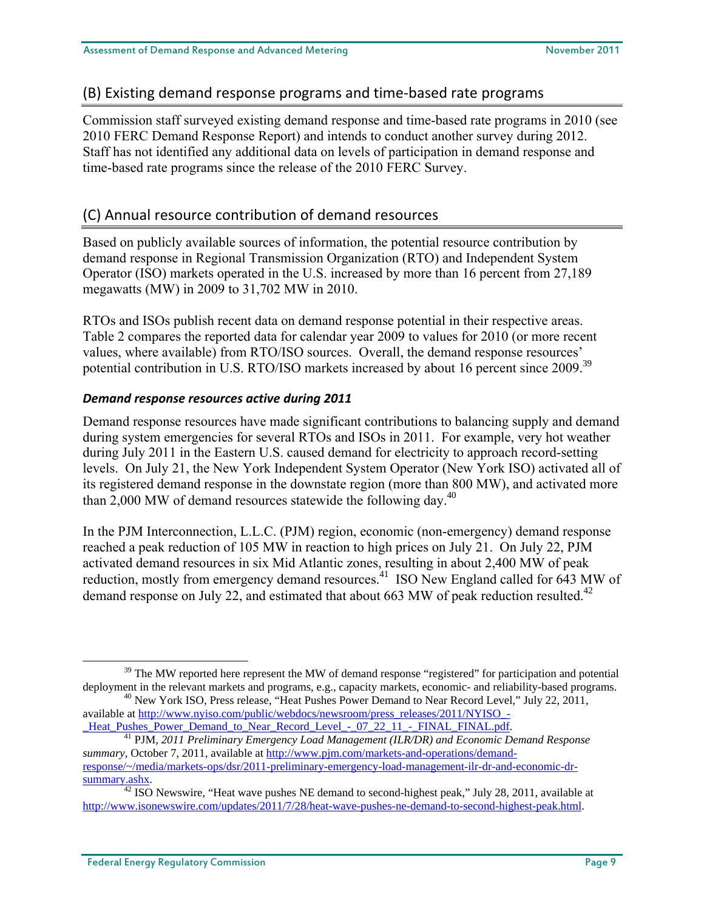## (B) Existing demand response programs and time-based rate programs

Commission staff surveyed existing demand response and time-based rate programs in 2010 (see 2010 FERC Demand Response Report) and intends to conduct another survey during 2012. Staff has not identified any additional data on levels of participation in demand response and time-based rate programs since the release of the 2010 FERC Survey.

## (C) Annual resource contribution of demand resources

Based on publicly available sources of information, the potential resource contribution by demand response in Regional Transmission Organization (RTO) and Independent System Operator (ISO) markets operated in the U.S. increased by more than 16 percent from 27,189 megawatts (MW) in 2009 to 31,702 MW in 2010.

RTOs and ISOs publish recent data on demand response potential in their respective areas. Table 2 compares the reported data for calendar year 2009 to values for 2010 (or more recent values, where available) from RTO/ISO sources. Overall, the demand response resources' potential contribution in U.S. RTO/ISO markets increased by about 16 percent since 2009.[39]

### *Demand response resources active during 2011*

Demand response resources have made significant contributions to balancing supply and demand during system emergencies for several RTOs and ISOs in 2011. For example, very hot weather during July 2011 in the Eastern U.S. caused demand for electricity to approach record-setting levels. On July 21, the New York Independent System Operator (New York ISO) activated all of its registered demand response in the downstate region (more than 800 MW), and activated more than 2,000 MW of demand resources statewide the following day.[40]

In the PJM Interconnection, L.L.C. (PJM) region, economic (non-emergency) demand response reached a peak reduction of 105 MW in reaction to high prices on July 21. On July 22, PJM activated demand resources in six Mid Atlantic zones, resulting in about 2,400 MW of peak reduction, mostly from emergency demand resources.[41] ISO New England called for 643 MW of demand response on July 22, and estimated that about 663 MW of peak reduction resulted.[42]

---

[39] The MW reported here represent the MW of demand response "registered" for participation and potential deployment in the relevant markets and programs, e.g., capacity markets, economic- and reliability-based programs.

[40] New York ISO, Press release, "Heat Pushes Power Demand to Near Record Level," July 22, 2011, available at http://www.nyiso.com/public/webdocs/newsroom/press_releases/2011/NYISO_-_Heat_Pushes_Power_Demand_to_Near_Record_Level_-_07_22_11_-_FINAL_FINAL.pdf.

[41] PJM, *2011 Preliminary Emergency Load Management (ILR/DR) and Economic Demand Response summary*, October 7, 2011, available at http://www.pjm.com/markets-and-operations/demand-response/~/media/markets-ops/dsr/2011-preliminary-emergency-load-management-ilr-dr-and-economic-dr-summary.ashx.

[42] ISO Newswire, "Heat wave pushes NE demand to second-highest peak," July 28, 2011, available at http://www.isonewswire.com/updates/2011/7/28/heat-wave-pushes-ne-demand-to-second-highest-peak.html.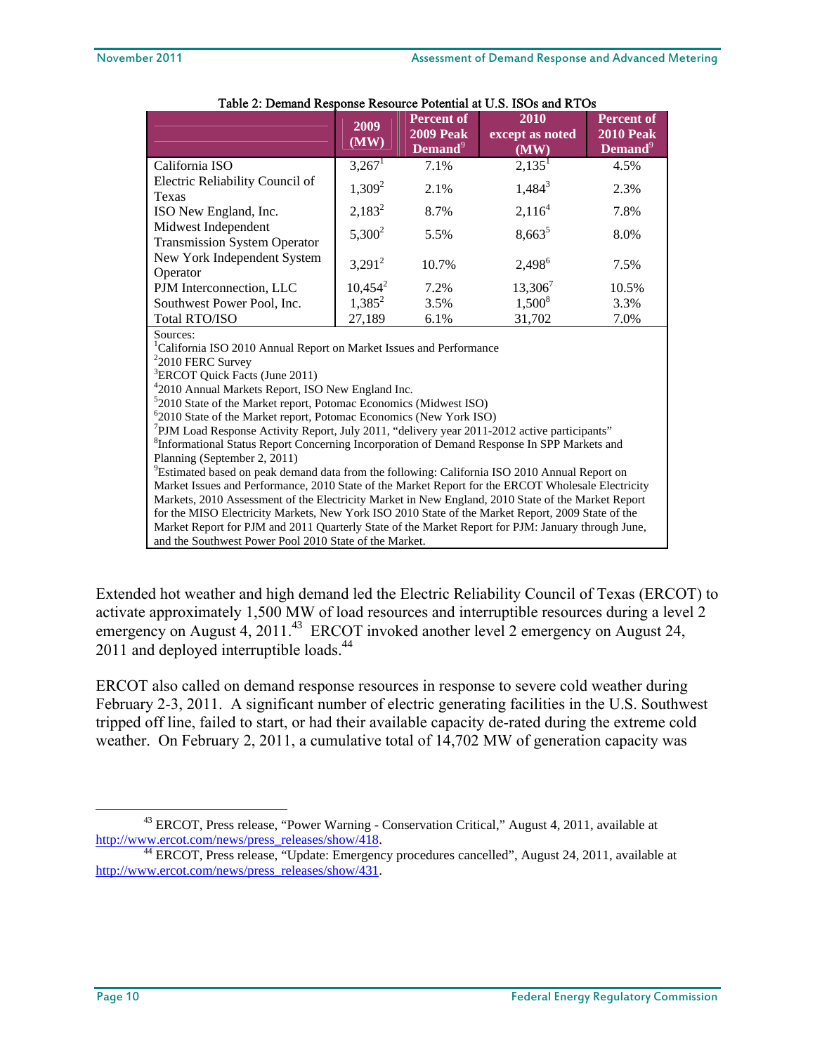Table 2: Demand Response Resource Potential at U.S. ISOs and RTOs

| | 2009 (MW) | Percent of 2009 Peak Demand[9] | 2010 except as noted (MW) | Percent of 2010 Peak Demand[9] |
|---|---|---|---|---|
| California ISO | 3,267[1] | 7.1% | 2,135[1] | 4.5% |
| Electric Reliability Council of Texas | 1,309[2] | 2.1% | 1,484[3] | 2.3% |
| ISO New England, Inc. | 2,183[2] | 8.7% | 2,116[4] | 7.8% |
| Midwest Independent Transmission System Operator | 5,300[2] | 5.5% | 8,663[5] | 8.0% |
| New York Independent System Operator | 3,291[2] | 10.7% | 2,498[6] | 7.5% |
| PJM Interconnection, LLC | 10,454[2] | 7.2% | 13,306[7] | 10.5% |
| Southwest Power Pool, Inc. | 1,385[2] | 3.5% | 1,500[8] | 3.3% |
| Total RTO/ISO | 27,189 | 6.1% | 31,702 | 7.0% |

Sources:
[1]California ISO 2010 Annual Report on Market Issues and Performance
[2]2010 FERC Survey
[3]ERCOT Quick Facts (June 2011)
[4]2010 Annual Markets Report, ISO New England Inc.
[5]2010 State of the Market report, Potomac Economics (Midwest ISO)
[6]2010 State of the Market report, Potomac Economics (New York ISO)
[7]PJM Load Response Activity Report, July 2011, "delivery year 2011-2012 active participants"
[8]Informational Status Report Concerning Incorporation of Demand Response In SPP Markets and Planning (September 2, 2011)
[9]Estimated based on peak demand data from the following: California ISO 2010 Annual Report on Market Issues and Performance, 2010 State of the Market Report for the ERCOT Wholesale Electricity Markets, 2010 Assessment of the Electricity Market in New England, 2010 State of the Market Report for the MISO Electricity Markets, New York ISO 2010 State of the Market Report, 2009 State of the Market Report for PJM and 2011 Quarterly State of the Market Report for PJM: January through June, and the Southwest Power Pool 2010 State of the Market.

Extended hot weather and high demand led the Electric Reliability Council of Texas (ERCOT) to activate approximately 1,500 MW of load resources and interruptible resources during a level 2 emergency on August 4, 2011.[43] ERCOT invoked another level 2 emergency on August 24, 2011 and deployed interruptible loads.[44]

ERCOT also called on demand response resources in response to severe cold weather during February 2-3, 2011. A significant number of electric generating facilities in the U.S. Southwest tripped off line, failed to start, or had their available capacity de-rated during the extreme cold weather. On February 2, 2011, a cumulative total of 14,702 MW of generation capacity was

[43] ERCOT, Press release, "Power Warning - Conservation Critical," August 4, 2011, available at http://www.ercot.com/news/press_releases/show/418.

[44] ERCOT, Press release, "Update: Emergency procedures cancelled", August 24, 2011, available at http://www.ercot.com/news/press_releases/show/431.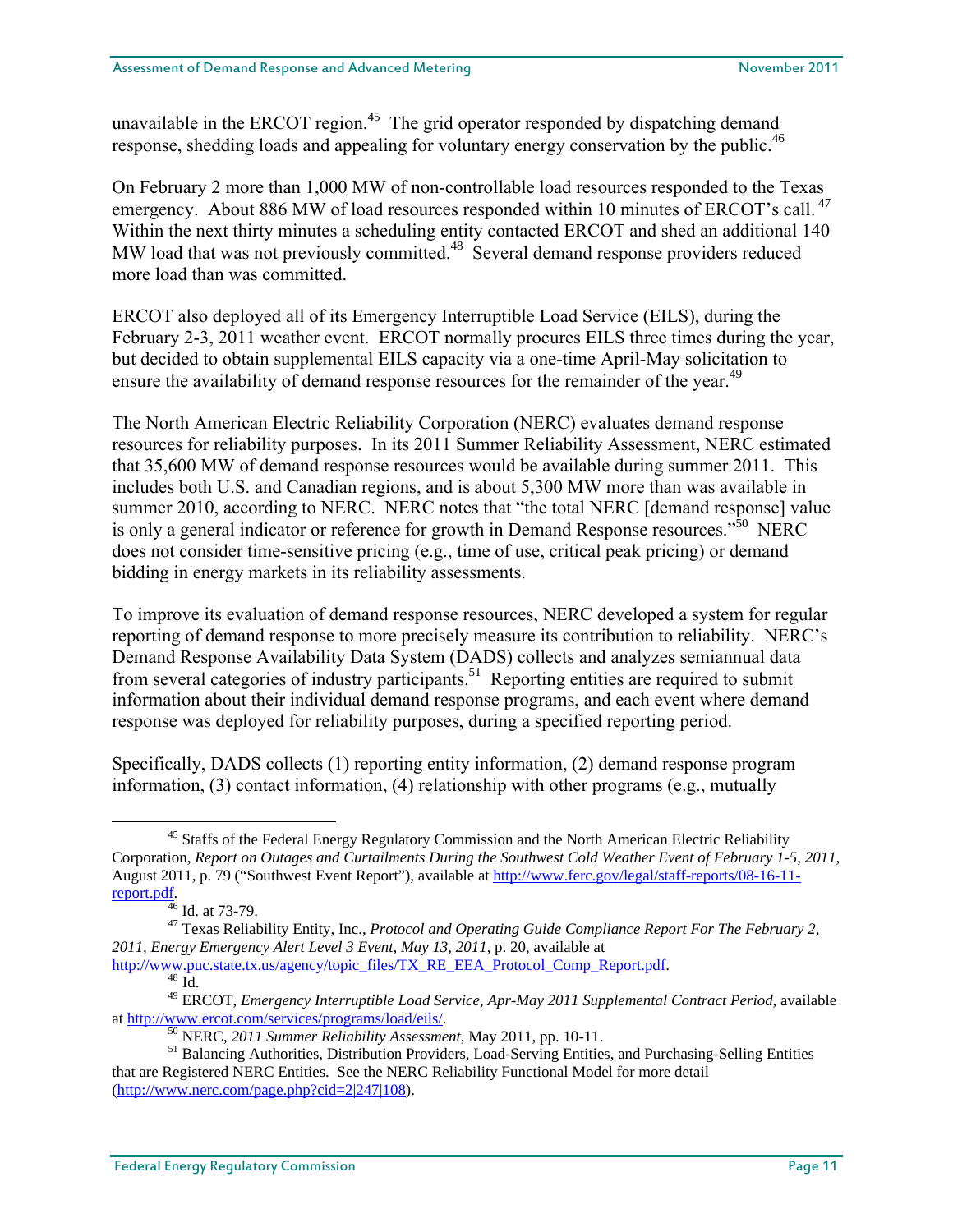unavailable in the ERCOT region.[45] The grid operator responded by dispatching demand response, shedding loads and appealing for voluntary energy conservation by the public.[46]

On February 2 more than 1,000 MW of non-controllable load resources responded to the Texas emergency. About 886 MW of load resources responded within 10 minutes of ERCOT's call.[47] Within the next thirty minutes a scheduling entity contacted ERCOT and shed an additional 140 MW load that was not previously committed.[48] Several demand response providers reduced more load than was committed.

ERCOT also deployed all of its Emergency Interruptible Load Service (EILS), during the February 2-3, 2011 weather event. ERCOT normally procures EILS three times during the year, but decided to obtain supplemental EILS capacity via a one-time April-May solicitation to ensure the availability of demand response resources for the remainder of the year.[49]

The North American Electric Reliability Corporation (NERC) evaluates demand response resources for reliability purposes. In its 2011 Summer Reliability Assessment, NERC estimated that 35,600 MW of demand response resources would be available during summer 2011. This includes both U.S. and Canadian regions, and is about 5,300 MW more than was available in summer 2010, according to NERC. NERC notes that "the total NERC [demand response] value is only a general indicator or reference for growth in Demand Response resources."[50] NERC does not consider time-sensitive pricing (e.g., time of use, critical peak pricing) or demand bidding in energy markets in its reliability assessments.

To improve its evaluation of demand response resources, NERC developed a system for regular reporting of demand response to more precisely measure its contribution to reliability. NERC's Demand Response Availability Data System (DADS) collects and analyzes semiannual data from several categories of industry participants.[51] Reporting entities are required to submit information about their individual demand response programs, and each event where demand response was deployed for reliability purposes, during a specified reporting period.

Specifically, DADS collects (1) reporting entity information, (2) demand response program information, (3) contact information, (4) relationship with other programs (e.g., mutually

---

[45] Staffs of the Federal Energy Regulatory Commission and the North American Electric Reliability Corporation, *Report on Outages and Curtailments During the Southwest Cold Weather Event of February 1-5, 2011*, August 2011, p. 79 ("Southwest Event Report"), available at http://www.ferc.gov/legal/staff-reports/08-16-11-report.pdf.

[46] Id. at 73-79.

[47] Texas Reliability Entity, Inc., *Protocol and Operating Guide Compliance Report For The February 2, 2011, Energy Emergency Alert Level 3 Event, May 13, 2011*, p. 20, available at http://www.puc.state.tx.us/agency/topic_files/TX_RE_EEA_Protocol_Comp_Report.pdf.

[48] Id.

[49] ERCOT, *Emergency Interruptible Load Service, Apr-May 2011 Supplemental Contract Period*, available at http://www.ercot.com/services/programs/load/eils/.

[50] NERC, *2011 Summer Reliability Assessment*, May 2011, pp. 10-11.

[51] Balancing Authorities, Distribution Providers, Load-Serving Entities, and Purchasing-Selling Entities that are Registered NERC Entities. See the NERC Reliability Functional Model for more detail (http://www.nerc.com/page.php?cid=2|247|108).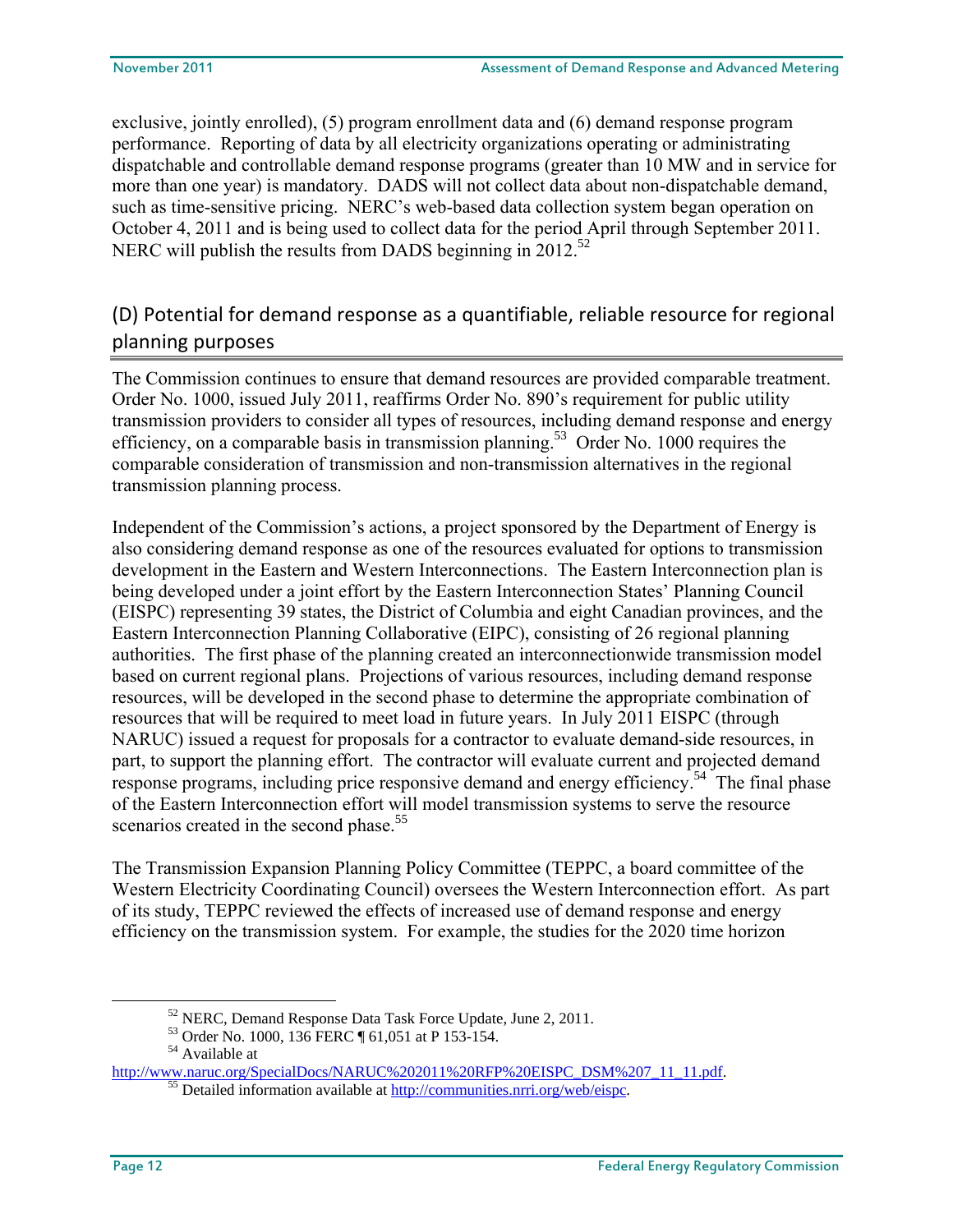exclusive, jointly enrolled), (5) program enrollment data and (6) demand response program performance. Reporting of data by all electricity organizations operating or administrating dispatchable and controllable demand response programs (greater than 10 MW and in service for more than one year) is mandatory. DADS will not collect data about non-dispatchable demand, such as time-sensitive pricing. NERC's web-based data collection system began operation on October 4, 2011 and is being used to collect data for the period April through September 2011. NERC will publish the results from DADS beginning in 2012.[52]

## (D) Potential for demand response as a quantifiable, reliable resource for regional planning purposes

The Commission continues to ensure that demand resources are provided comparable treatment. Order No. 1000, issued July 2011, reaffirms Order No. 890's requirement for public utility transmission providers to consider all types of resources, including demand response and energy efficiency, on a comparable basis in transmission planning.[53] Order No. 1000 requires the comparable consideration of transmission and non-transmission alternatives in the regional transmission planning process.

Independent of the Commission's actions, a project sponsored by the Department of Energy is also considering demand response as one of the resources evaluated for options to transmission development in the Eastern and Western Interconnections. The Eastern Interconnection plan is being developed under a joint effort by the Eastern Interconnection States' Planning Council (EISPC) representing 39 states, the District of Columbia and eight Canadian provinces, and the Eastern Interconnection Planning Collaborative (EIPC), consisting of 26 regional planning authorities. The first phase of the planning created an interconnectionwide transmission model based on current regional plans. Projections of various resources, including demand response resources, will be developed in the second phase to determine the appropriate combination of resources that will be required to meet load in future years. In July 2011 EISPC (through NARUC) issued a request for proposals for a contractor to evaluate demand-side resources, in part, to support the planning effort. The contractor will evaluate current and projected demand response programs, including price responsive demand and energy efficiency.[54] The final phase of the Eastern Interconnection effort will model transmission systems to serve the resource scenarios created in the second phase.[55]

The Transmission Expansion Planning Policy Committee (TEPPC, a board committee of the Western Electricity Coordinating Council) oversees the Western Interconnection effort. As part of its study, TEPPC reviewed the effects of increased use of demand response and energy efficiency on the transmission system. For example, the studies for the 2020 time horizon

---

[52] NERC, Demand Response Data Task Force Update, June 2, 2011.

[53] Order No. 1000, 136 FERC ¶ 61,051 at P 153-154.

[54] Available at http://www.naruc.org/SpecialDocs/NARUC%202011%20RFP%20EISPC_DSM%207_11_11.pdf.

[55] Detailed information available at http://communities.nrri.org/web/eispc.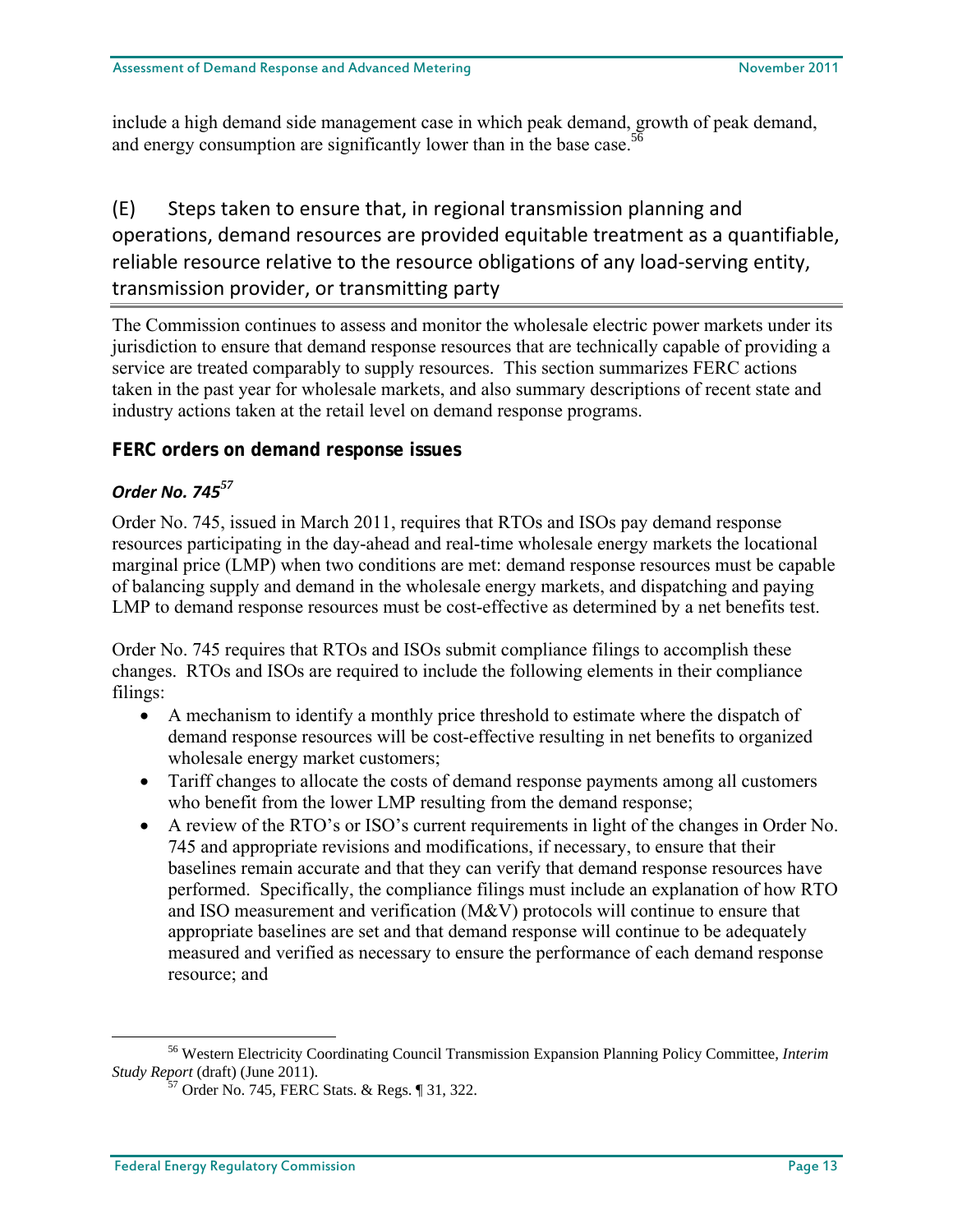include a high demand side management case in which peak demand, growth of peak demand, and energy consumption are significantly lower than in the base case.[56]

## (E) Steps taken to ensure that, in regional transmission planning and operations, demand resources are provided equitable treatment as a quantifiable, reliable resource relative to the resource obligations of any load-serving entity, transmission provider, or transmitting party

The Commission continues to assess and monitor the wholesale electric power markets under its jurisdiction to ensure that demand response resources that are technically capable of providing a service are treated comparably to supply resources. This section summarizes FERC actions taken in the past year for wholesale markets, and also summary descriptions of recent state and industry actions taken at the retail level on demand response programs.

### FERC orders on demand response issues

#### *Order No. 745*[57]

Order No. 745, issued in March 2011, requires that RTOs and ISOs pay demand response resources participating in the day-ahead and real-time wholesale energy markets the locational marginal price (LMP) when two conditions are met: demand response resources must be capable of balancing supply and demand in the wholesale energy markets, and dispatching and paying LMP to demand response resources must be cost-effective as determined by a net benefits test.

Order No. 745 requires that RTOs and ISOs submit compliance filings to accomplish these changes. RTOs and ISOs are required to include the following elements in their compliance filings:

- A mechanism to identify a monthly price threshold to estimate where the dispatch of demand response resources will be cost-effective resulting in net benefits to organized wholesale energy market customers;
- Tariff changes to allocate the costs of demand response payments among all customers who benefit from the lower LMP resulting from the demand response;
- A review of the RTO's or ISO's current requirements in light of the changes in Order No. 745 and appropriate revisions and modifications, if necessary, to ensure that their baselines remain accurate and that they can verify that demand response resources have performed. Specifically, the compliance filings must include an explanation of how RTO and ISO measurement and verification (M&V) protocols will continue to ensure that appropriate baselines are set and that demand response will continue to be adequately measured and verified as necessary to ensure the performance of each demand response resource; and

---

[56] Western Electricity Coordinating Council Transmission Expansion Planning Policy Committee, *Interim Study Report* (draft) (June 2011).

[57] Order No. 745, FERC Stats. & Regs. ¶ 31, 322.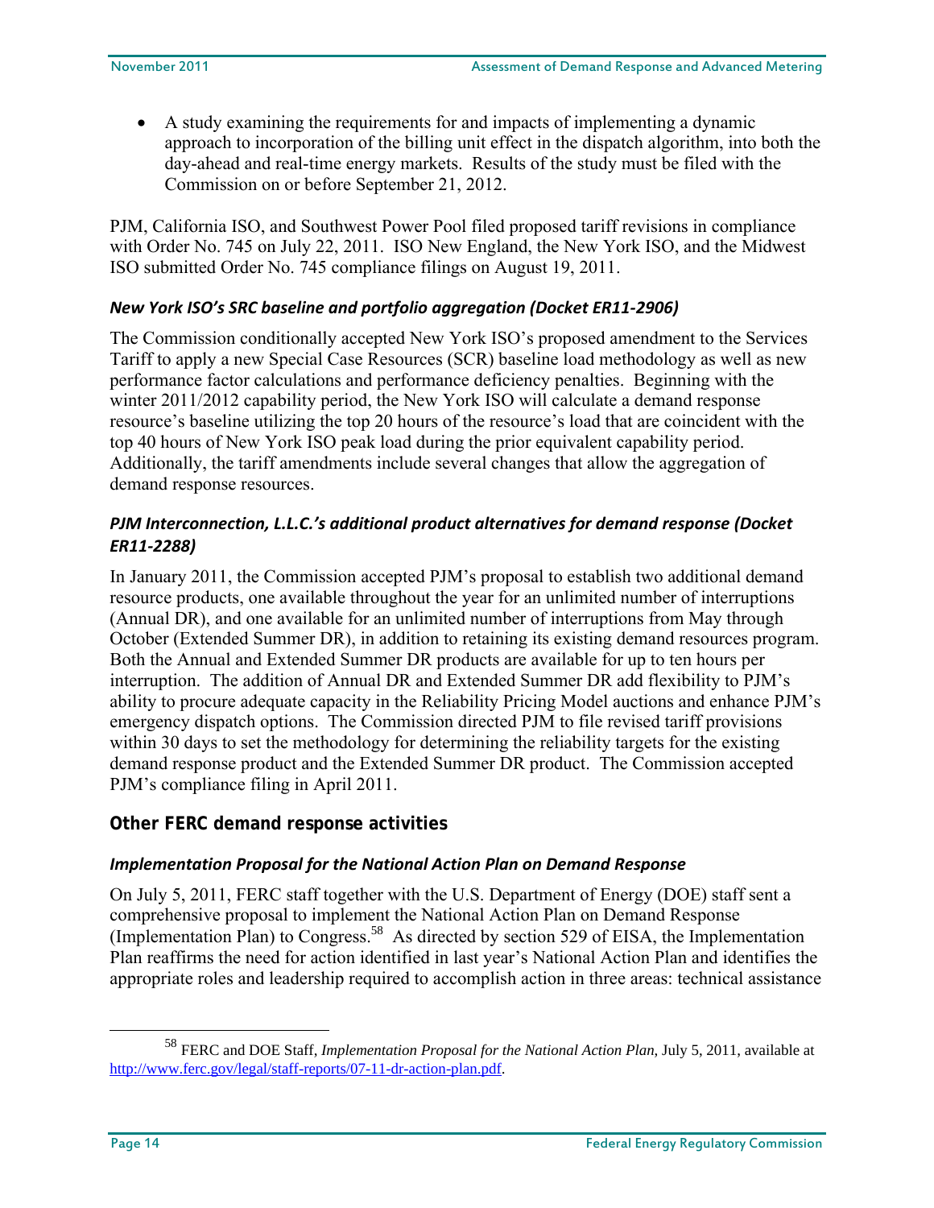- A study examining the requirements for and impacts of implementing a dynamic approach to incorporation of the billing unit effect in the dispatch algorithm, into both the day-ahead and real-time energy markets. Results of the study must be filed with the Commission on or before September 21, 2012.

PJM, California ISO, and Southwest Power Pool filed proposed tariff revisions in compliance with Order No. 745 on July 22, 2011. ISO New England, the New York ISO, and the Midwest ISO submitted Order No. 745 compliance filings on August 19, 2011.

#### *New York ISO's SRC baseline and portfolio aggregation (Docket ER11-2906)*

The Commission conditionally accepted New York ISO's proposed amendment to the Services Tariff to apply a new Special Case Resources (SCR) baseline load methodology as well as new performance factor calculations and performance deficiency penalties. Beginning with the winter 2011/2012 capability period, the New York ISO will calculate a demand response resource's baseline utilizing the top 20 hours of the resource's load that are coincident with the top 40 hours of New York ISO peak load during the prior equivalent capability period. Additionally, the tariff amendments include several changes that allow the aggregation of demand response resources.

#### *PJM Interconnection, L.L.C.'s additional product alternatives for demand response (Docket ER11-2288)*

In January 2011, the Commission accepted PJM's proposal to establish two additional demand resource products, one available throughout the year for an unlimited number of interruptions (Annual DR), and one available for an unlimited number of interruptions from May through October (Extended Summer DR), in addition to retaining its existing demand resources program. Both the Annual and Extended Summer DR products are available for up to ten hours per interruption. The addition of Annual DR and Extended Summer DR add flexibility to PJM's ability to procure adequate capacity in the Reliability Pricing Model auctions and enhance PJM's emergency dispatch options. The Commission directed PJM to file revised tariff provisions within 30 days to set the methodology for determining the reliability targets for the existing demand response product and the Extended Summer DR product. The Commission accepted PJM's compliance filing in April 2011.

### Other FERC demand response activities

#### *Implementation Proposal for the National Action Plan on Demand Response*

On July 5, 2011, FERC staff together with the U.S. Department of Energy (DOE) staff sent a comprehensive proposal to implement the National Action Plan on Demand Response (Implementation Plan) to Congress.[58] As directed by section 529 of EISA, the Implementation Plan reaffirms the need for action identified in last year's National Action Plan and identifies the appropriate roles and leadership required to accomplish action in three areas: technical assistance

[58] FERC and DOE Staff, *Implementation Proposal for the National Action Plan,* July 5, 2011, available at http://www.ferc.gov/legal/staff-reports/07-11-dr-action-plan.pdf.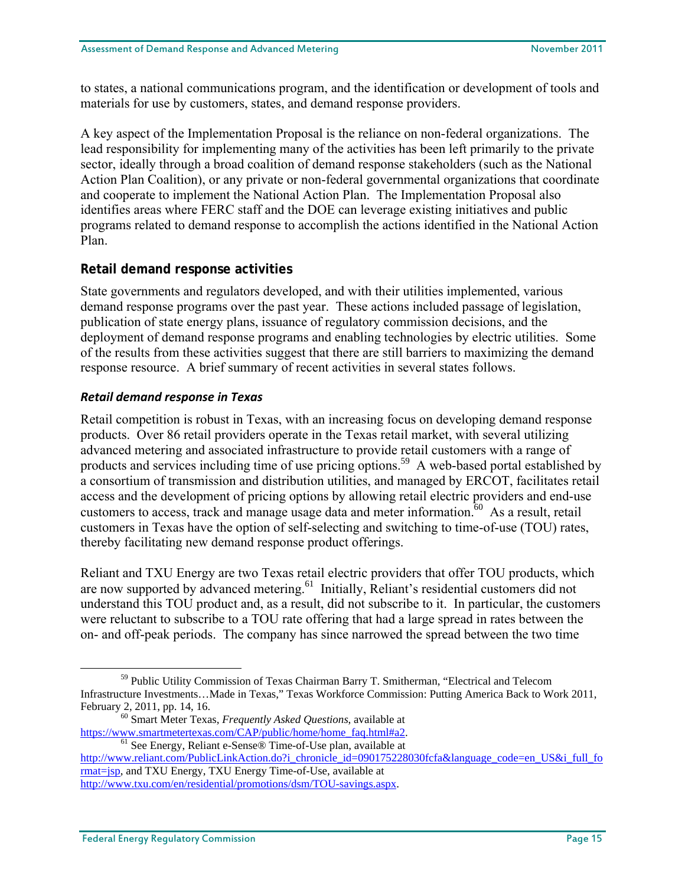to states, a national communications program, and the identification or development of tools and materials for use by customers, states, and demand response providers.

A key aspect of the Implementation Proposal is the reliance on non-federal organizations. The lead responsibility for implementing many of the activities has been left primarily to the private sector, ideally through a broad coalition of demand response stakeholders (such as the National Action Plan Coalition), or any private or non-federal governmental organizations that coordinate and cooperate to implement the National Action Plan. The Implementation Proposal also identifies areas where FERC staff and the DOE can leverage existing initiatives and public programs related to demand response to accomplish the actions identified in the National Action Plan.

## Retail demand response activities

State governments and regulators developed, and with their utilities implemented, various demand response programs over the past year. These actions included passage of legislation, publication of state energy plans, issuance of regulatory commission decisions, and the deployment of demand response programs and enabling technologies by electric utilities. Some of the results from these activities suggest that there are still barriers to maximizing the demand response resource. A brief summary of recent activities in several states follows.

### *Retail demand response in Texas*

Retail competition is robust in Texas, with an increasing focus on developing demand response products. Over 86 retail providers operate in the Texas retail market, with several utilizing advanced metering and associated infrastructure to provide retail customers with a range of products and services including time of use pricing options.[59] A web-based portal established by a consortium of transmission and distribution utilities, and managed by ERCOT, facilitates retail access and the development of pricing options by allowing retail electric providers and end-use customers to access, track and manage usage data and meter information.[60] As a result, retail customers in Texas have the option of self-selecting and switching to time-of-use (TOU) rates, thereby facilitating new demand response product offerings.

Reliant and TXU Energy are two Texas retail electric providers that offer TOU products, which are now supported by advanced metering.[61] Initially, Reliant's residential customers did not understand this TOU product and, as a result, did not subscribe to it. In particular, the customers were reluctant to subscribe to a TOU rate offering that had a large spread in rates between the on- and off-peak periods. The company has since narrowed the spread between the two time

---

[59] Public Utility Commission of Texas Chairman Barry T. Smitherman, "Electrical and Telecom Infrastructure Investments…Made in Texas," Texas Workforce Commission: Putting America Back to Work 2011, February 2, 2011, pp. 14, 16.

[60] Smart Meter Texas, *Frequently Asked Questions*, available at https://www.smartmetertexas.com/CAP/public/home/home_faq.html#a2.

[61] See Energy, Reliant e-Sense® Time-of-Use plan, available at http://www.reliant.com/PublicLinkAction.do?i_chronicle_id=090175228030fcfa&language_code=en_US&i_full_format=jsp, and TXU Energy, TXU Energy Time-of-Use, available at http://www.txu.com/en/residential/promotions/dsm/TOU-savings.aspx.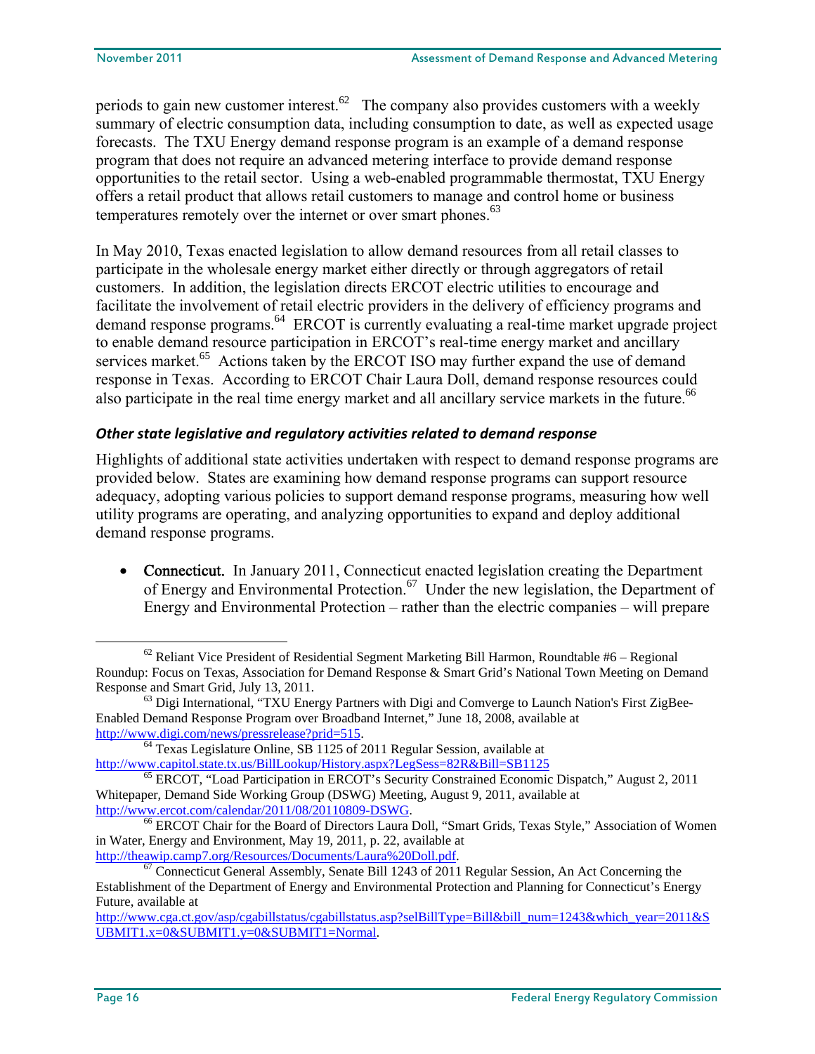periods to gain new customer interest.[62] The company also provides customers with a weekly summary of electric consumption data, including consumption to date, as well as expected usage forecasts. The TXU Energy demand response program is an example of a demand response program that does not require an advanced metering interface to provide demand response opportunities to the retail sector. Using a web-enabled programmable thermostat, TXU Energy offers a retail product that allows retail customers to manage and control home or business temperatures remotely over the internet or over smart phones.[63]

In May 2010, Texas enacted legislation to allow demand resources from all retail classes to participate in the wholesale energy market either directly or through aggregators of retail customers. In addition, the legislation directs ERCOT electric utilities to encourage and facilitate the involvement of retail electric providers in the delivery of efficiency programs and demand response programs.[64] ERCOT is currently evaluating a real-time market upgrade project to enable demand resource participation in ERCOT's real-time energy market and ancillary services market.[65] Actions taken by the ERCOT ISO may further expand the use of demand response in Texas. According to ERCOT Chair Laura Doll, demand response resources could also participate in the real time energy market and all ancillary service markets in the future.[66]

### *Other state legislative and regulatory activities related to demand response*

Highlights of additional state activities undertaken with respect to demand response programs are provided below. States are examining how demand response programs can support resource adequacy, adopting various policies to support demand response programs, measuring how well utility programs are operating, and analyzing opportunities to expand and deploy additional demand response programs.

- **Connecticut.** In January 2011, Connecticut enacted legislation creating the Department of Energy and Environmental Protection.[67] Under the new legislation, the Department of Energy and Environmental Protection – rather than the electric companies – will prepare

---

[62] Reliant Vice President of Residential Segment Marketing Bill Harmon, Roundtable #6 – Regional Roundup: Focus on Texas, Association for Demand Response & Smart Grid's National Town Meeting on Demand Response and Smart Grid, July 13, 2011.

[63] Digi International, "TXU Energy Partners with Digi and Comverge to Launch Nation's First ZigBee-Enabled Demand Response Program over Broadband Internet," June 18, 2008, available at http://www.digi.com/news/pressrelease?prid=515.

[64] Texas Legislature Online, SB 1125 of 2011 Regular Session, available at http://www.capitol.state.tx.us/BillLookup/History.aspx?LegSess=82R&Bill=SB1125

[65] ERCOT, "Load Participation in ERCOT's Security Constrained Economic Dispatch," August 2, 2011 Whitepaper, Demand Side Working Group (DSWG) Meeting, August 9, 2011, available at http://www.ercot.com/calendar/2011/08/20110809-DSWG.

[66] ERCOT Chair for the Board of Directors Laura Doll, "Smart Grids, Texas Style," Association of Women in Water, Energy and Environment, May 19, 2011, p. 22, available at http://theawip.camp7.org/Resources/Documents/Laura%20Doll.pdf.

[67] Connecticut General Assembly, Senate Bill 1243 of 2011 Regular Session, An Act Concerning the Establishment of the Department of Energy and Environmental Protection and Planning for Connecticut's Energy Future, available at http://www.cga.ct.gov/asp/cgabillstatus/cgabillstatus.asp?selBillType=Bill&bill_num=1243&which_year=2011&SUBMIT1.x=0&SUBMIT1.y=0&SUBMIT1=Normal.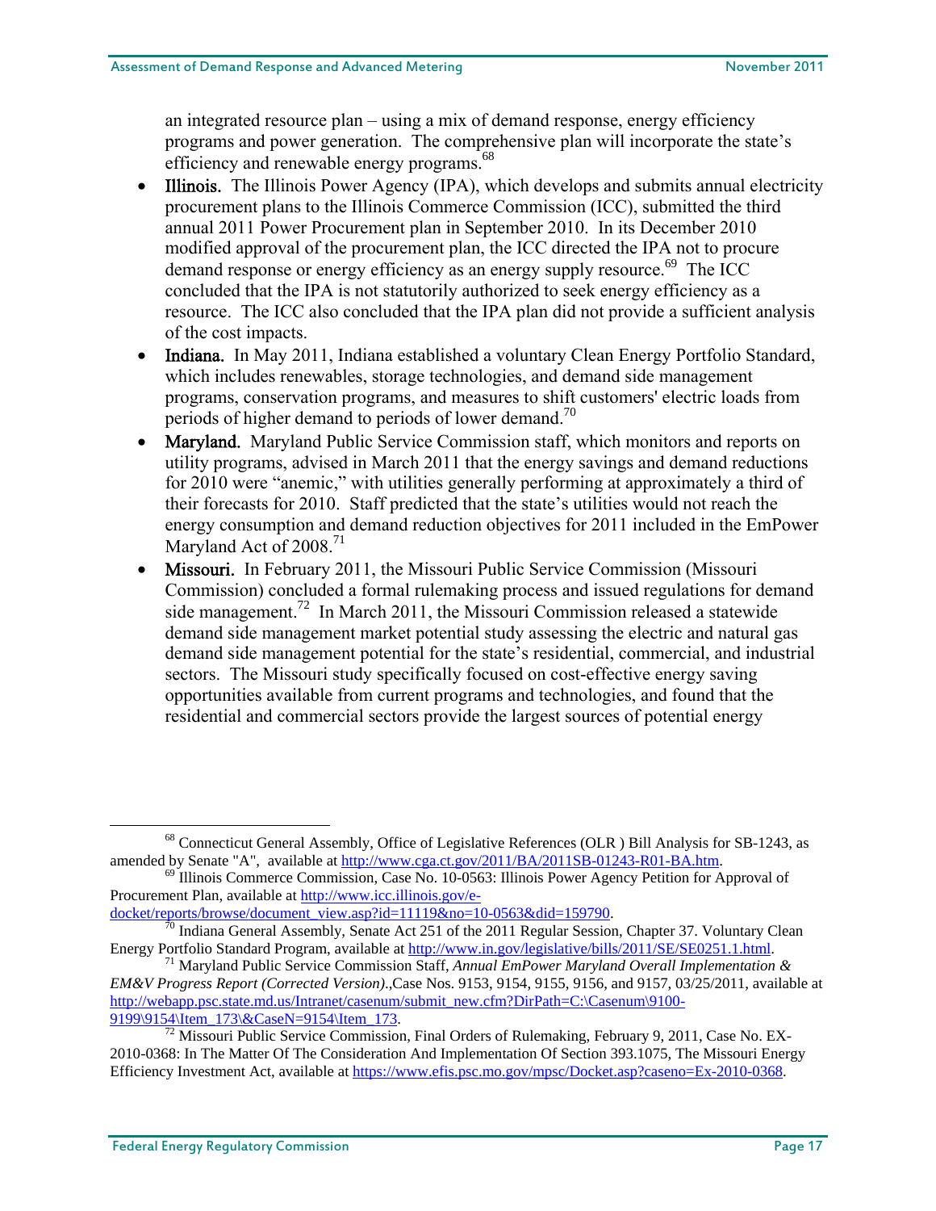an integrated resource plan – using a mix of demand response, energy efficiency programs and power generation. The comprehensive plan will incorporate the state's efficiency and renewable energy programs.[68]

- **Illinois.** The Illinois Power Agency (IPA), which develops and submits annual electricity procurement plans to the Illinois Commerce Commission (ICC), submitted the third annual 2011 Power Procurement plan in September 2010. In its December 2010 modified approval of the procurement plan, the ICC directed the IPA not to procure demand response or energy efficiency as an energy supply resource.[69] The ICC concluded that the IPA is not statutorily authorized to seek energy efficiency as a resource. The ICC also concluded that the IPA plan did not provide a sufficient analysis of the cost impacts.
- **Indiana.** In May 2011, Indiana established a voluntary Clean Energy Portfolio Standard, which includes renewables, storage technologies, and demand side management programs, conservation programs, and measures to shift customers' electric loads from periods of higher demand to periods of lower demand.[70]
- **Maryland.** Maryland Public Service Commission staff, which monitors and reports on utility programs, advised in March 2011 that the energy savings and demand reductions for 2010 were "anemic," with utilities generally performing at approximately a third of their forecasts for 2010. Staff predicted that the state's utilities would not reach the energy consumption and demand reduction objectives for 2011 included in the EmPower Maryland Act of 2008.[71]
- **Missouri.** In February 2011, the Missouri Public Service Commission (Missouri Commission) concluded a formal rulemaking process and issued regulations for demand side management.[72] In March 2011, the Missouri Commission released a statewide demand side management market potential study assessing the electric and natural gas demand side management potential for the state's residential, commercial, and industrial sectors. The Missouri study specifically focused on cost-effective energy saving opportunities available from current programs and technologies, and found that the residential and commercial sectors provide the largest sources of potential energy

---

[68] Connecticut General Assembly, Office of Legislative References (OLR ) Bill Analysis for SB-1243, as amended by Senate "A", available at http://www.cga.ct.gov/2011/BA/2011SB-01243-R01-BA.htm.

[69] Illinois Commerce Commission, Case No. 10-0563: Illinois Power Agency Petition for Approval of Procurement Plan, available at http://www.icc.illinois.gov/e-docket/reports/browse/document_view.asp?id=11119&no=10-0563&did=159790.

[70] Indiana General Assembly, Senate Act 251 of the 2011 Regular Session, Chapter 37. Voluntary Clean Energy Portfolio Standard Program, available at http://www.in.gov/legislative/bills/2011/SE/SE0251.1.html.

[71] Maryland Public Service Commission Staff, *Annual EmPower Maryland Overall Implementation & EM&V Progress Report (Corrected Version)*.,Case Nos. 9153, 9154, 9155, 9156, and 9157, 03/25/2011, available at http://webapp.psc.state.md.us/Intranet/casenum/submit_new.cfm?DirPath=C:\Casenum\9100-9199\9154\Item_173\&CaseN=9154\Item_173.

[72] Missouri Public Service Commission, Final Orders of Rulemaking, February 9, 2011, Case No. EX-2010-0368: In The Matter Of The Consideration And Implementation Of Section 393.1075, The Missouri Energy Efficiency Investment Act, available at https://www.efis.psc.mo.gov/mpsc/Docket.asp?caseno=Ex-2010-0368.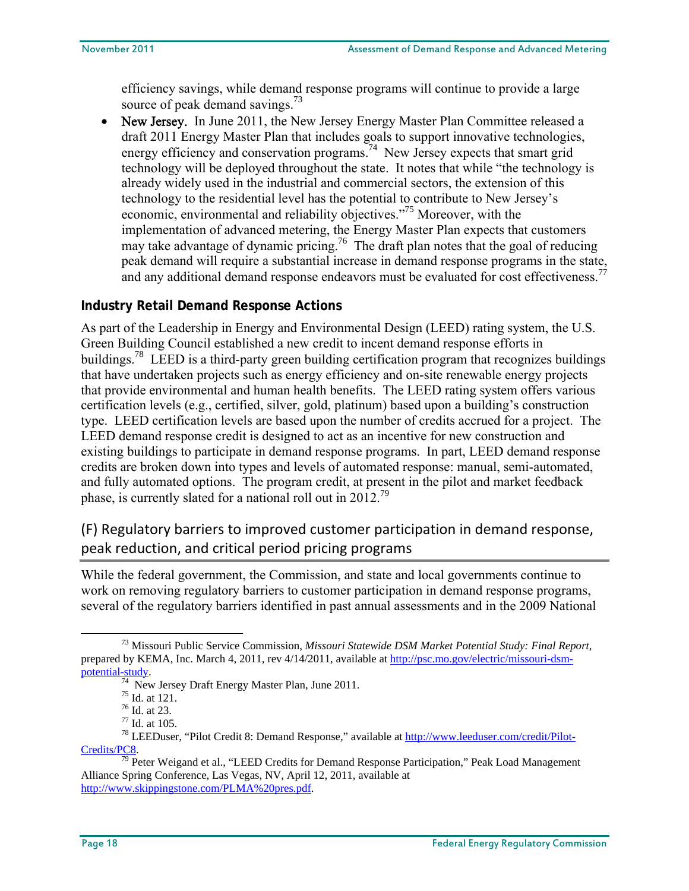efficiency savings, while demand response programs will continue to provide a large source of peak demand savings.[73]

- **New Jersey.** In June 2011, the New Jersey Energy Master Plan Committee released a draft 2011 Energy Master Plan that includes goals to support innovative technologies, energy efficiency and conservation programs.[74] New Jersey expects that smart grid technology will be deployed throughout the state. It notes that while "the technology is already widely used in the industrial and commercial sectors, the extension of this technology to the residential level has the potential to contribute to New Jersey's economic, environmental and reliability objectives."[75] Moreover, with the implementation of advanced metering, the Energy Master Plan expects that customers may take advantage of dynamic pricing.[76] The draft plan notes that the goal of reducing peak demand will require a substantial increase in demand response programs in the state, and any additional demand response endeavors must be evaluated for cost effectiveness.[77]

### Industry Retail Demand Response Actions

As part of the Leadership in Energy and Environmental Design (LEED) rating system, the U.S. Green Building Council established a new credit to incent demand response efforts in buildings.[78] LEED is a third-party green building certification program that recognizes buildings that have undertaken projects such as energy efficiency and on-site renewable energy projects that provide environmental and human health benefits. The LEED rating system offers various certification levels (e.g., certified, silver, gold, platinum) based upon a building's construction type. LEED certification levels are based upon the number of credits accrued for a project. The LEED demand response credit is designed to act as an incentive for new construction and existing buildings to participate in demand response programs. In part, LEED demand response credits are broken down into types and levels of automated response: manual, semi-automated, and fully automated options. The program credit, at present in the pilot and market feedback phase, is currently slated for a national roll out in 2012.[79]

## (F) Regulatory barriers to improved customer participation in demand response, peak reduction, and critical period pricing programs

While the federal government, the Commission, and state and local governments continue to work on removing regulatory barriers to customer participation in demand response programs, several of the regulatory barriers identified in past annual assessments and in the 2009 National

---

[73] Missouri Public Service Commission, *Missouri Statewide DSM Market Potential Study: Final Report*, prepared by KEMA, Inc. March 4, 2011, rev 4/14/2011, available at http://psc.mo.gov/electric/missouri-dsm-potential-study.

[74] New Jersey Draft Energy Master Plan, June 2011.

[75] Id. at 121.

[76] Id. at 23.

[77] Id. at 105.

[78] LEEDuser, "Pilot Credit 8: Demand Response," available at http://www.leeduser.com/credit/Pilot-Credits/PC8.

[79] Peter Weigand et al., "LEED Credits for Demand Response Participation," Peak Load Management Alliance Spring Conference, Las Vegas, NV, April 12, 2011, available at http://www.skippingstone.com/PLMA%20pres.pdf.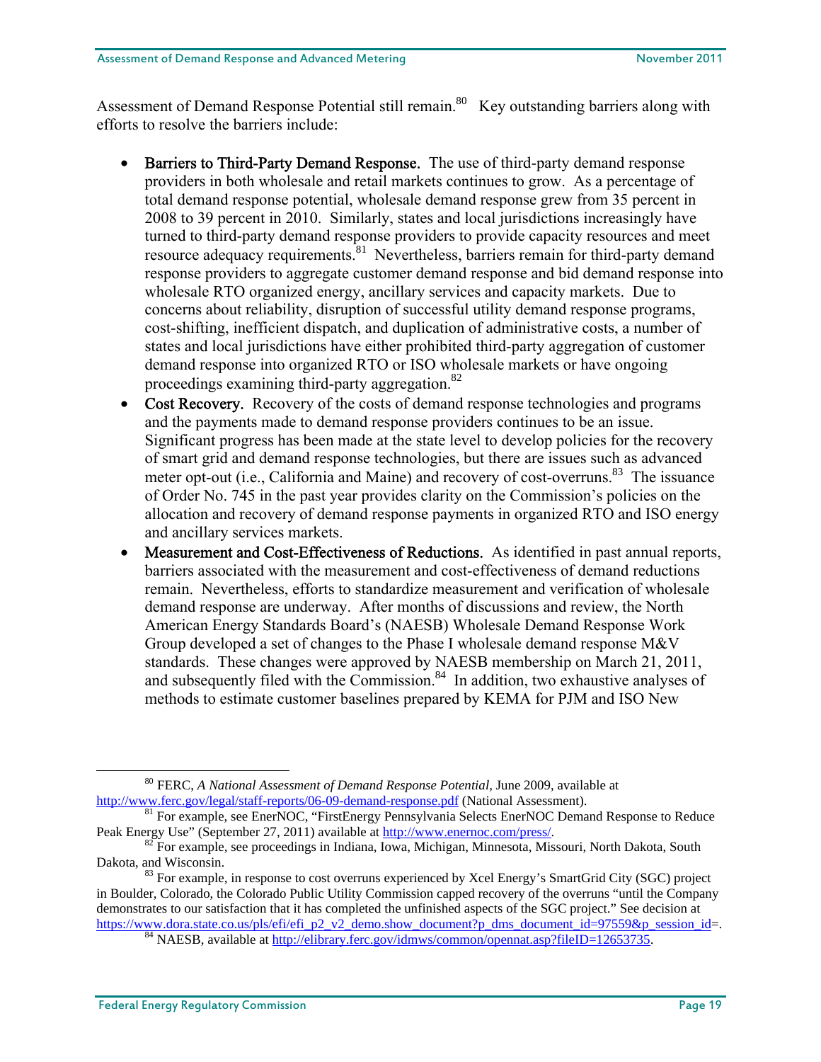Assessment of Demand Response Potential still remain.[80] Key outstanding barriers along with efforts to resolve the barriers include:

- **Barriers to Third-Party Demand Response.** The use of third-party demand response providers in both wholesale and retail markets continues to grow. As a percentage of total demand response potential, wholesale demand response grew from 35 percent in 2008 to 39 percent in 2010. Similarly, states and local jurisdictions increasingly have turned to third-party demand response providers to provide capacity resources and meet resource adequacy requirements.[81] Nevertheless, barriers remain for third-party demand response providers to aggregate customer demand response and bid demand response into wholesale RTO organized energy, ancillary services and capacity markets. Due to concerns about reliability, disruption of successful utility demand response programs, cost-shifting, inefficient dispatch, and duplication of administrative costs, a number of states and local jurisdictions have either prohibited third-party aggregation of customer demand response into organized RTO or ISO wholesale markets or have ongoing proceedings examining third-party aggregation.[82]
- **Cost Recovery.** Recovery of the costs of demand response technologies and programs and the payments made to demand response providers continues to be an issue. Significant progress has been made at the state level to develop policies for the recovery of smart grid and demand response technologies, but there are issues such as advanced meter opt-out (i.e., California and Maine) and recovery of cost-overruns.[83] The issuance of Order No. 745 in the past year provides clarity on the Commission's policies on the allocation and recovery of demand response payments in organized RTO and ISO energy and ancillary services markets.
- **Measurement and Cost-Effectiveness of Reductions.** As identified in past annual reports, barriers associated with the measurement and cost-effectiveness of demand reductions remain. Nevertheless, efforts to standardize measurement and verification of wholesale demand response are underway. After months of discussions and review, the North American Energy Standards Board's (NAESB) Wholesale Demand Response Work Group developed a set of changes to the Phase I wholesale demand response M&V standards. These changes were approved by NAESB membership on March 21, 2011, and subsequently filed with the Commission.[84] In addition, two exhaustive analyses of methods to estimate customer baselines prepared by KEMA for PJM and ISO New

---

[80] FERC, *A National Assessment of Demand Response Potential*, June 2009, available at http://www.ferc.gov/legal/staff-reports/06-09-demand-response.pdf (National Assessment).

[81] For example, see EnerNOC, "FirstEnergy Pennsylvania Selects EnerNOC Demand Response to Reduce Peak Energy Use" (September 27, 2011) available at http://www.enernoc.com/press/.

[82] For example, see proceedings in Indiana, Iowa, Michigan, Minnesota, Missouri, North Dakota, South Dakota, and Wisconsin.

[83] For example, in response to cost overruns experienced by Xcel Energy's SmartGrid City (SGC) project in Boulder, Colorado, the Colorado Public Utility Commission capped recovery of the overruns "until the Company demonstrates to our satisfaction that it has completed the unfinished aspects of the SGC project." See decision at https://www.dora.state.co.us/pls/efi/efi_p2_v2_demo.show_document?p_dms_document_id=97559&p_session_id=.

[84] NAESB, available at http://elibrary.ferc.gov/idmws/common/opennat.asp?fileID=12653735.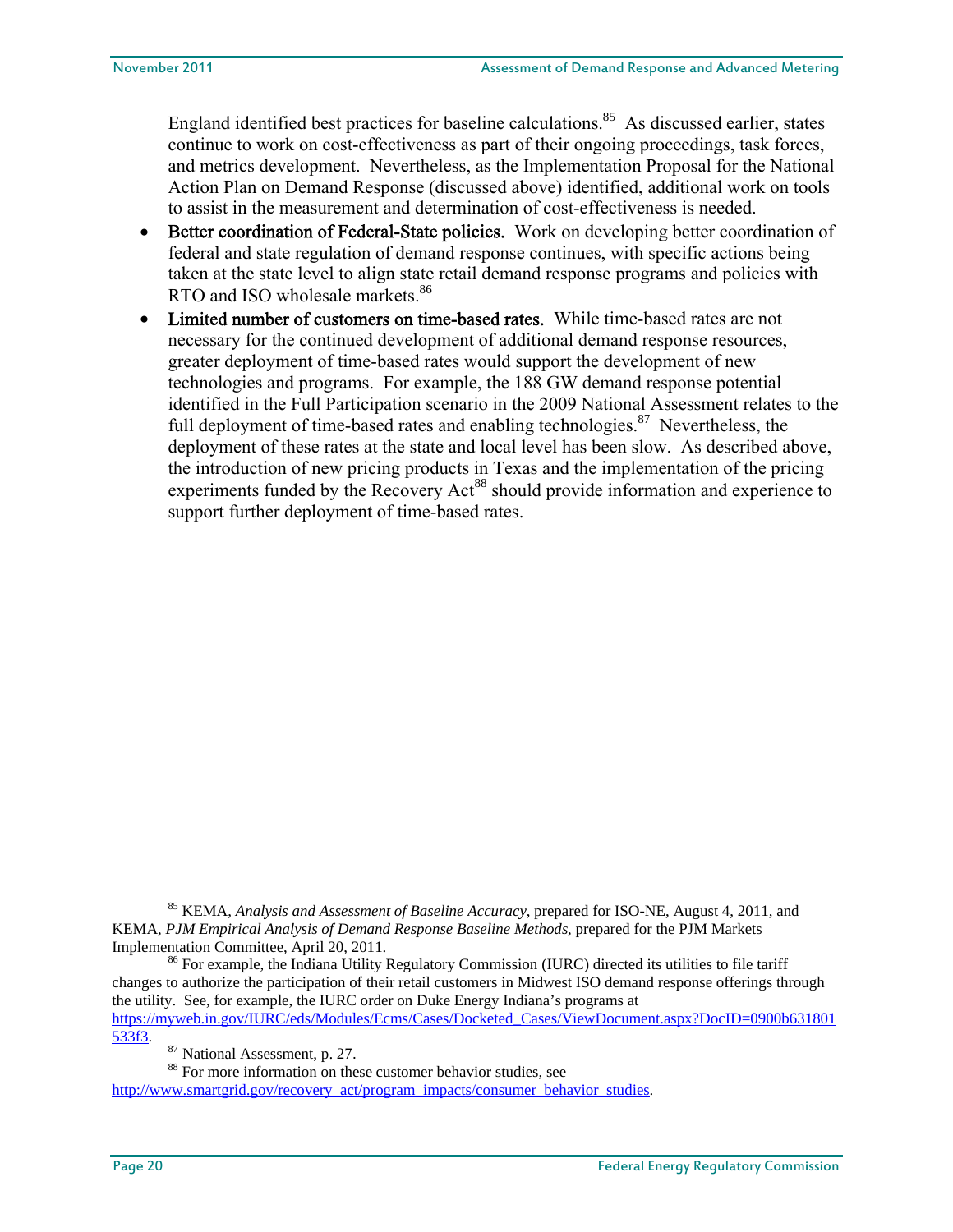England identified best practices for baseline calculations.[85] As discussed earlier, states continue to work on cost-effectiveness as part of their ongoing proceedings, task forces, and metrics development. Nevertheless, as the Implementation Proposal for the National Action Plan on Demand Response (discussed above) identified, additional work on tools to assist in the measurement and determination of cost-effectiveness is needed.

- **Better coordination of Federal-State policies.** Work on developing better coordination of federal and state regulation of demand response continues, with specific actions being taken at the state level to align state retail demand response programs and policies with RTO and ISO wholesale markets.[86]
- **Limited number of customers on time-based rates.** While time-based rates are not necessary for the continued development of additional demand response resources, greater deployment of time-based rates would support the development of new technologies and programs. For example, the 188 GW demand response potential identified in the Full Participation scenario in the 2009 National Assessment relates to the full deployment of time-based rates and enabling technologies.[87] Nevertheless, the deployment of these rates at the state and local level has been slow. As described above, the introduction of new pricing products in Texas and the implementation of the pricing experiments funded by the Recovery Act[88] should provide information and experience to support further deployment of time-based rates.

---

[85] KEMA, *Analysis and Assessment of Baseline Accuracy*, prepared for ISO-NE, August 4, 2011, and KEMA, *PJM Empirical Analysis of Demand Response Baseline Methods*, prepared for the PJM Markets Implementation Committee, April 20, 2011.

[86] For example, the Indiana Utility Regulatory Commission (IURC) directed its utilities to file tariff changes to authorize the participation of their retail customers in Midwest ISO demand response offerings through the utility. See, for example, the IURC order on Duke Energy Indiana's programs at https://myweb.in.gov/IURC/eds/Modules/Ecms/Cases/Docketed_Cases/ViewDocument.aspx?DocID=0900b631801533f3.

[87] National Assessment, p. 27.

[88] For more information on these customer behavior studies, see http://www.smartgrid.gov/recovery_act/program_impacts/consumer_behavior_studies.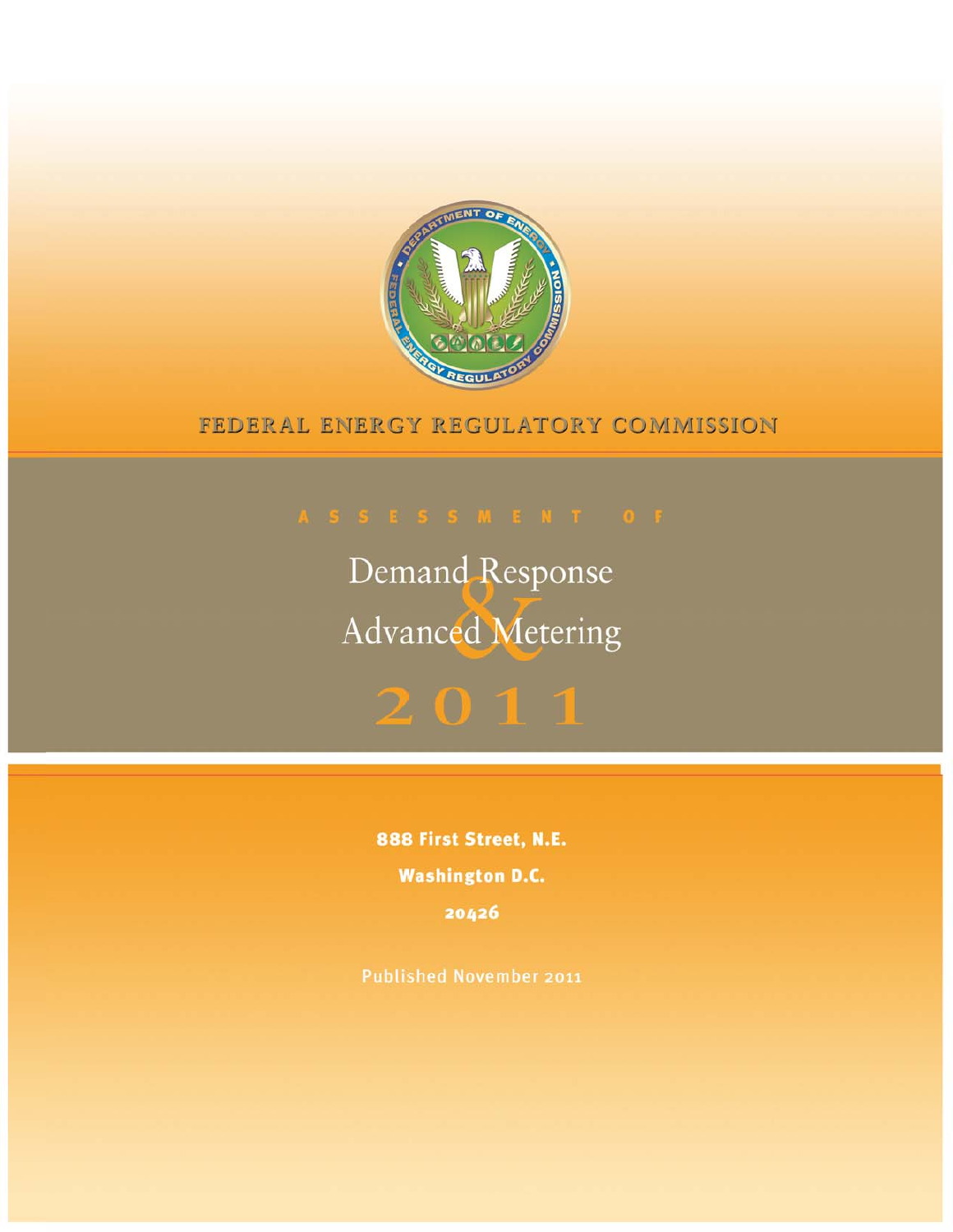FEDERAL ENERGY REGULATORY COMMISSION

A S S E S S M E N T O F

# Demand Response & Advanced Metering

# 2011

**888 First Street, N.E.**

**Washington D.C.**

**20426**

Published November 2011